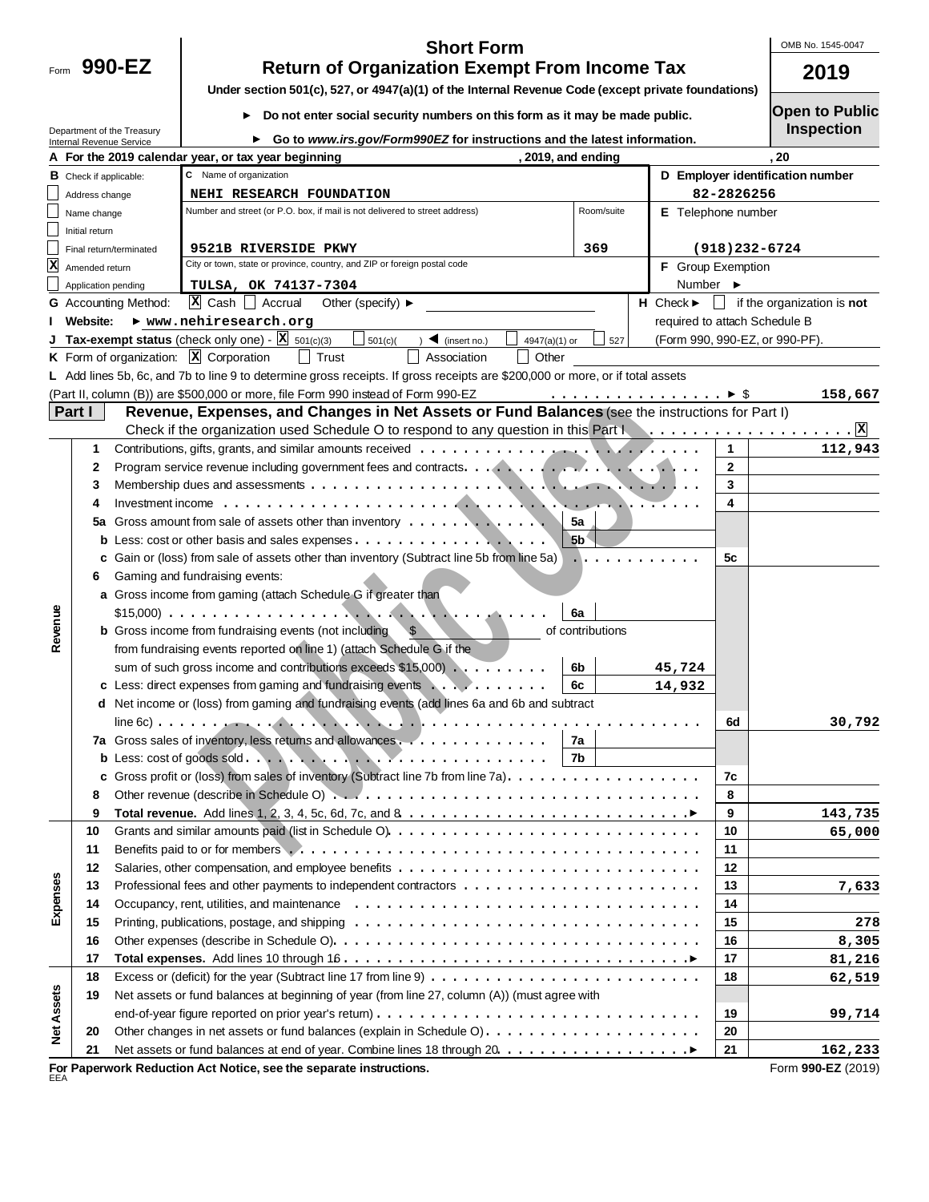Form **990-EZ**

Department of the Treasury
Internal Revenue Service

# Short Form
# Return of Organization Exempt From Income Tax

**Under section 501(c), 527, or 4947(a)(1) of the Internal Revenue Code (except private foundations)**

► **Do not enter social security numbers on this form as it may be made public.**

► **Go to *www.irs.gov/Form990EZ* for instructions and the latest information.**

OMB No. 1545-0047

**2019**

**Open to Public Inspection**

**A For the 2019 calendar year, or tax year beginning , 2019, and ending , 20**

**B** Check if applicable:
- Address change
- Name change
- Initial return
- Final return/terminated
- [X] Amended return
- Application pending

**C** Name of organization: **NEHI RESEARCH FOUNDATION**

Number and street (or P.O. box, if mail is not delivered to street address): **9521B RIVERSIDE PKWY** Room/suite: **369**

City or town, state or province, country, and ZIP or foreign postal code: **TULSA, OK 74137-7304**

**D Employer identification number:** 82-2826256

**E** Telephone number: (918)232-6724

**F** Group Exemption Number ►

**G** Accounting Method: [X] Cash [ ] Accrual Other (specify) ►

**H** Check ► [ ] if the organization is **not** required to attach Schedule B (Form 990, 990-EZ, or 990-PF).

**I Website:** ► www.nehiresearch.org

**J Tax-exempt status** (check only one) - [X] 501(c)(3) [ ] 501(c)( ) ◄ (insert no.) [ ] 4947(a)(1) or [ ] 527

**K** Form of organization: [X] Corporation [ ] Trust [ ] Association [ ] Other

**L** Add lines 5b, 6c, and 7b to line 9 to determine gross receipts. If gross receipts are $200,000 or more, or if total assets (Part II, column (B)) are $500,000 or more, file Form 990 instead of Form 990-EZ . . . ► $ **158,667**

## Part I — Revenue, Expenses, and Changes in Net Assets or Fund Balances (see the instructions for Part I)

Check if the organization used Schedule O to respond to any question in this Part I . . . [X]

| Section | Line | Description | Sub-line | Sub-amount | Line | Amount |
|---|---|---|---|---|---|---|
| Revenue | 1 | Contributions, gifts, grants, and similar amounts received | | | 1 | 112,943 |
| | 2 | Program service revenue including government fees and contracts | | | 2 | |
| | 3 | Membership dues and assessments | | | 3 | |
| | 4 | Investment income | | | 4 | |
| | 5a | Gross amount from sale of assets other than inventory | 5a | | | |
| | b | Less: cost or other basis and sales expenses | 5b | | | |
| | c | Gain or (loss) from sale of assets other than inventory (Subtract line 5b from line 5a) | | | 5c | |
| | 6 | Gaming and fundraising events: | | | | |
| | a | Gross income from gaming (attach Schedule G if greater than $15,000) | 6a | | | |
| | b | Gross income from fundraising events (not including $ of contributions from fundraising events reported on line 1) (attach Schedule G if the sum of such gross income and contributions exceeds $15,000) | 6b | 45,724 | | |
| | c | Less: direct expenses from gaming and fundraising events | 6c | 14,932 | | |
| | d | Net income or (loss) from gaming and fundraising events (add lines 6a and 6b and subtract line 6c) | | | 6d | 30,792 |
| | 7a | Gross sales of inventory, less returns and allowances | 7a | | | |
| | b | Less: cost of goods sold | 7b | | | |
| | c | Gross profit or (loss) from sales of inventory (Subtract line 7b from line 7a) | | | 7c | |
| | 8 | Other revenue (describe in Schedule O) | | | 8 | |
| | 9 | **Total revenue.** Add lines 1, 2, 3, 4, 5c, 6d, 7c, and 8 ► | | | 9 | 143,735 |
| Expenses | 10 | Grants and similar amounts paid (list in Schedule O) | | | 10 | 65,000 |
| | 11 | Benefits paid to or for members | | | 11 | |
| | 12 | Salaries, other compensation, and employee benefits | | | 12 | |
| | 13 | Professional fees and other payments to independent contractors | | | 13 | 7,633 |
| | 14 | Occupancy, rent, utilities, and maintenance | | | 14 | |
| | 15 | Printing, publications, postage, and shipping | | | 15 | 278 |
| | 16 | Other expenses (describe in Schedule O) | | | 16 | 8,305 |
| | 17 | **Total expenses.** Add lines 10 through 16 ► | | | 17 | 81,216 |
| Net Assets | 18 | Excess or (deficit) for the year (Subtract line 17 from line 9) | | | 18 | 62,519 |
| | 19 | Net assets or fund balances at beginning of year (from line 27, column (A)) (must agree with end-of-year figure reported on prior year's return) | | | 19 | 99,714 |
| | 20 | Other changes in net assets or fund balances (explain in Schedule O) | | | 20 | |
| | 21 | Net assets or fund balances at end of year. Combine lines 18 through 20 ► | | | 21 | 162,233 |

**For Paperwork Reduction Act Notice, see the separate instructions.**

EEA

Form **990-EZ** (2019)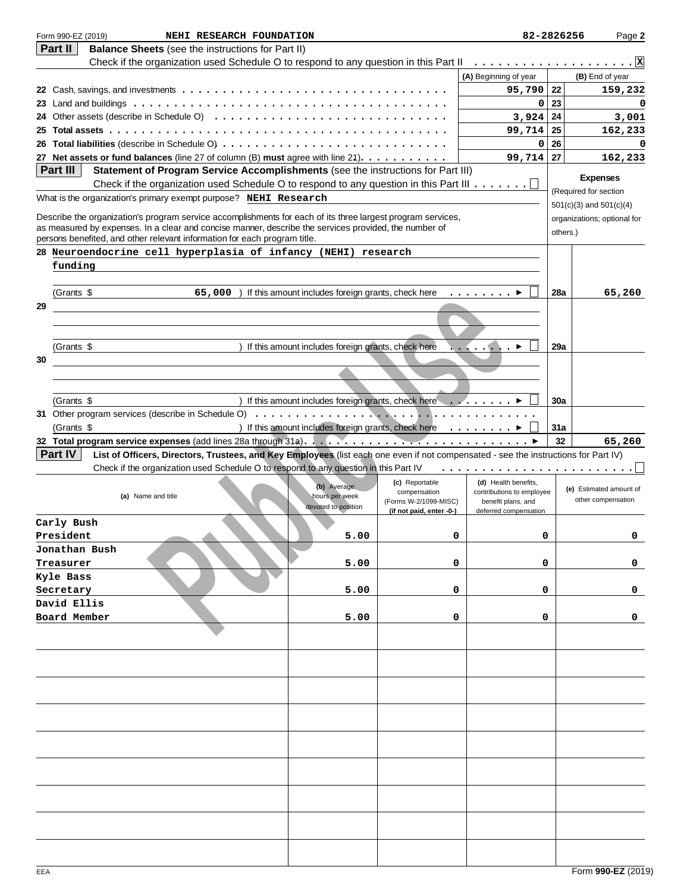Form 990-EZ (2019) **NEHI RESEARCH FOUNDATION** 82-2826256 Page **2**

## Part II Balance Sheets (see the instructions for Part II)

Check if the organization used Schedule O to respond to any question in this Part II . . . . . . . . . . [X]

| | | (A) Beginning of year | | (B) End of year |
|---|---|---|---|---|
| 22 | Cash, savings, and investments | 95,790 | 22 | 159,232 |
| 23 | Land and buildings | 0 | 23 | 0 |
| 24 | Other assets (describe in Schedule O) | 3,924 | 24 | 3,001 |
| 25 | **Total assets** | 99,714 | 25 | 162,233 |
| 26 | **Total liabilities** (describe in Schedule O) | 0 | 26 | 0 |
| 27 | **Net assets or fund balances** (line 27 of column (B) **must** agree with line 21) | 99,714 | 27 | 162,233 |

## Part III Statement of Program Service Accomplishments (see the instructions for Part III)

Check if the organization used Schedule O to respond to any question in this Part III . . . . . . . [ ]

**Expenses** (Required for section 501(c)(3) and 501(c)(4) organizations; optional for others.)

What is the organization's primary exempt purpose? **NEHI Research**

Describe the organization's program service accomplishments for each of its three largest program services, as measured by expenses. In a clear and concise manner, describe the services provided, the number of persons benefited, and other relevant information for each program title.

| | | | |
|---|---|---|---|
| 28 | Neuroendocrine cell hyperplasia of infancy (NEHI) research funding | | |
| | (Grants $ 65,000 ) If this amount includes foreign grants, check here . . . . . . . ► [ ] | 28a | 65,260 |
| 29 | | | |
| | (Grants $ ) If this amount includes foreign grants, check here . . . . . . . ► [ ] | 29a | |
| 30 | | | |
| | (Grants $ ) If this amount includes foreign grants, check here . . . . . . . ► [ ] | 30a | |
| 31 | Other program services (describe in Schedule O) | | |
| | (Grants $ ) If this amount includes foreign grants, check here . . . . . . . ► [ ] | 31a | |
| 32 | **Total program service expenses** (add lines 28a through 31a) . . . . . . . ► | 32 | 65,260 |

## Part IV List of Officers, Directors, Trustees, and Key Employees (list each one even if not compensated - see the instructions for Part IV)

Check if the organization used Schedule O to respond to any question in this Part IV . . . . . . . . . . [ ]

| (a) Name and title | (b) Average hours per week devoted to position | (c) Reportable compensation (Forms W-2/1099-MISC) (if not paid, enter -0-) | (d) Health benefits, contributions to employee benefit plans, and deferred compensation | (e) Estimated amount of other compensation |
|---|---|---|---|---|
| Carly Bush<br>President | 5.00 | 0 | 0 | 0 |
| Jonathan Bush<br>Treasurer | 5.00 | 0 | 0 | 0 |
| Kyle Bass<br>Secretary | 5.00 | 0 | 0 | 0 |
| David Ellis<br>Board Member | 5.00 | 0 | 0 | 0 |

EEA Form **990-EZ** (2019)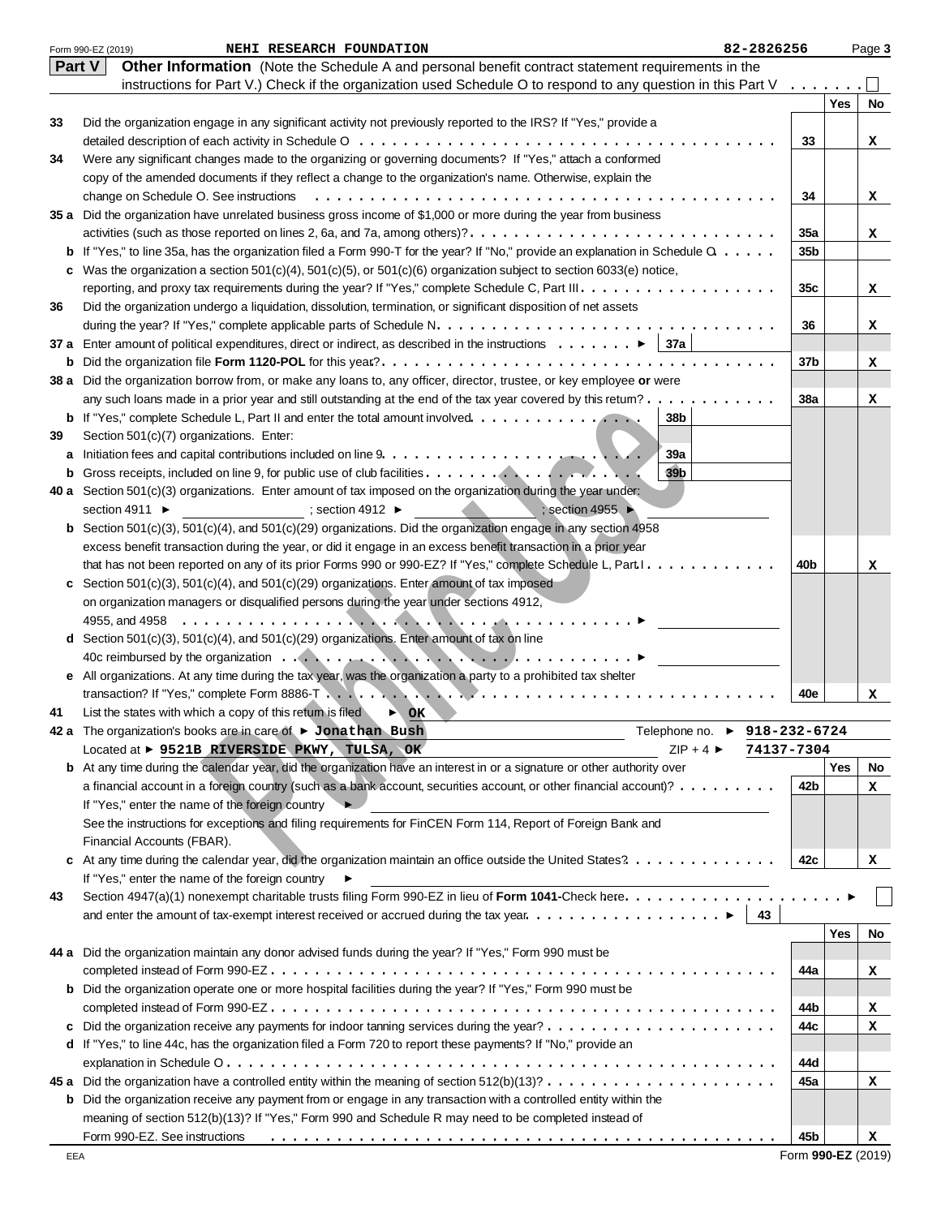Form 990-EZ (2019) NEHI RESEARCH FOUNDATION 82-2826256

## Part V Other Information (Note the Schedule A and personal benefit contract statement requirements in the instructions for Part V.) Check if the organization used Schedule O to respond to any question in this Part V ☐

| | | | Yes | No |
|---|---|---|---|---|
| 33 | Did the organization engage in any significant activity not previously reported to the IRS? If "Yes," provide a detailed description of each activity in Schedule O | 33 | | X |
| 34 | Were any significant changes made to the organizing or governing documents? If "Yes," attach a conformed copy of the amended documents if they reflect a change to the organization's name. Otherwise, explain the change on Schedule O. See instructions | 34 | | X |
| 35 a | Did the organization have unrelated business gross income of $1,000 or more during the year from business activities (such as those reported on lines 2, 6a, and 7a, among others)? | 35a | | X |
| b | If "Yes," to line 35a, has the organization filed a Form 990-T for the year? If "No," provide an explanation in Schedule O | 35b | | |
| c | Was the organization a section 501(c)(4), 501(c)(5), or 501(c)(6) organization subject to section 6033(e) notice, reporting, and proxy tax requirements during the year? If "Yes," complete Schedule C, Part III | 35c | | X |
| 36 | Did the organization undergo a liquidation, dissolution, termination, or significant disposition of net assets during the year? If "Yes," complete applicable parts of Schedule N | 36 | | X |
| 37 a | Enter amount of political expenditures, direct or indirect, as described in the instructions ► 37a | | | |
| b | Did the organization file **Form 1120-POL** for this year? | 37b | | X |
| 38 a | Did the organization borrow from, or make any loans to, any officer, director, trustee, or key employee **or** were any such loans made in a prior year and still outstanding at the end of the tax year covered by this return? | 38a | | X |
| b | If "Yes," complete Schedule L, Part II and enter the total amount involved 38b | | | |
| 39 | Section 501(c)(7) organizations. Enter: | | | |
| a | Initiation fees and capital contributions included on line 9 39a | | | |
| b | Gross receipts, included on line 9, for public use of club facilities 39b | | | |
| 40 a | Section 501(c)(3) organizations. Enter amount of tax imposed on the organization during the year under: section 4911 ► ; section 4912 ► ; section 4955 ► | | | |
| b | Section 501(c)(3), 501(c)(4), and 501(c)(29) organizations. Did the organization engage in any section 4958 excess benefit transaction during the year, or did it engage in an excess benefit transaction in a prior year that has not been reported on any of its prior Forms 990 or 990-EZ? If "Yes," complete Schedule L, Part I | 40b | | X |
| c | Section 501(c)(3), 501(c)(4), and 501(c)(29) organizations. Enter amount of tax imposed on organization managers or disqualified persons during the year under sections 4912, 4955, and 4958 ► | | | |
| d | Section 501(c)(3), 501(c)(4), and 501(c)(29) organizations. Enter amount of tax on line 40c reimbursed by the organization ► | | | |
| e | All organizations. At any time during the tax year, was the organization a party to a prohibited tax shelter transaction? If "Yes," complete Form 8886-T | 40e | | X |
| 41 | List the states with which a copy of this return is filed ► OK | | | |
| 42 a | The organization's books are in care of ► **Jonathan Bush** Telephone no. ► 918-232-6724<br>Located at ► **9521B RIVERSIDE PKWY, TULSA, OK** ZIP + 4 ► 74137-7304 | | | |
| b | At any time during the calendar year, did the organization have an interest in or a signature or other authority over a financial account in a foreign country (such as a bank account, securities account, or other financial account)?<br>If "Yes," enter the name of the foreign country ►<br>See the instructions for exceptions and filing requirements for FinCEN Form 114, Report of Foreign Bank and Financial Accounts (FBAR). | 42b | | X |
| c | At any time during the calendar year, did the organization maintain an office outside the United States?<br>If "Yes," enter the name of the foreign country ► | 42c | | X |
| 43 | Section 4947(a)(1) nonexempt charitable trusts filing Form 990-EZ in lieu of **Form 1041**-Check here ► ☐<br>and enter the amount of tax-exempt interest received or accrued during the tax year ► 43 | | | |

| | | | Yes | No |
|---|---|---|---|---|
| 44 a | Did the organization maintain any donor advised funds during the year? If "Yes," Form 990 must be completed instead of Form 990-EZ | 44a | | X |
| b | Did the organization operate one or more hospital facilities during the year? If "Yes," Form 990 must be completed instead of Form 990-EZ | 44b | | X |
| c | Did the organization receive any payments for indoor tanning services during the year? | 44c | | X |
| d | If "Yes," to line 44c, has the organization filed a Form 720 to report these payments? If "No," provide an explanation in Schedule O | 44d | | |
| 45 a | Did the organization have a controlled entity within the meaning of section 512(b)(13)? | 45a | | X |
| b | Did the organization receive any payment from or engage in any transaction with a controlled entity within the meaning of section 512(b)(13)? If "Yes," Form 990 and Schedule R may need to be completed instead of Form 990-EZ. See instructions | 45b | | X |

Form **990-EZ** (2019)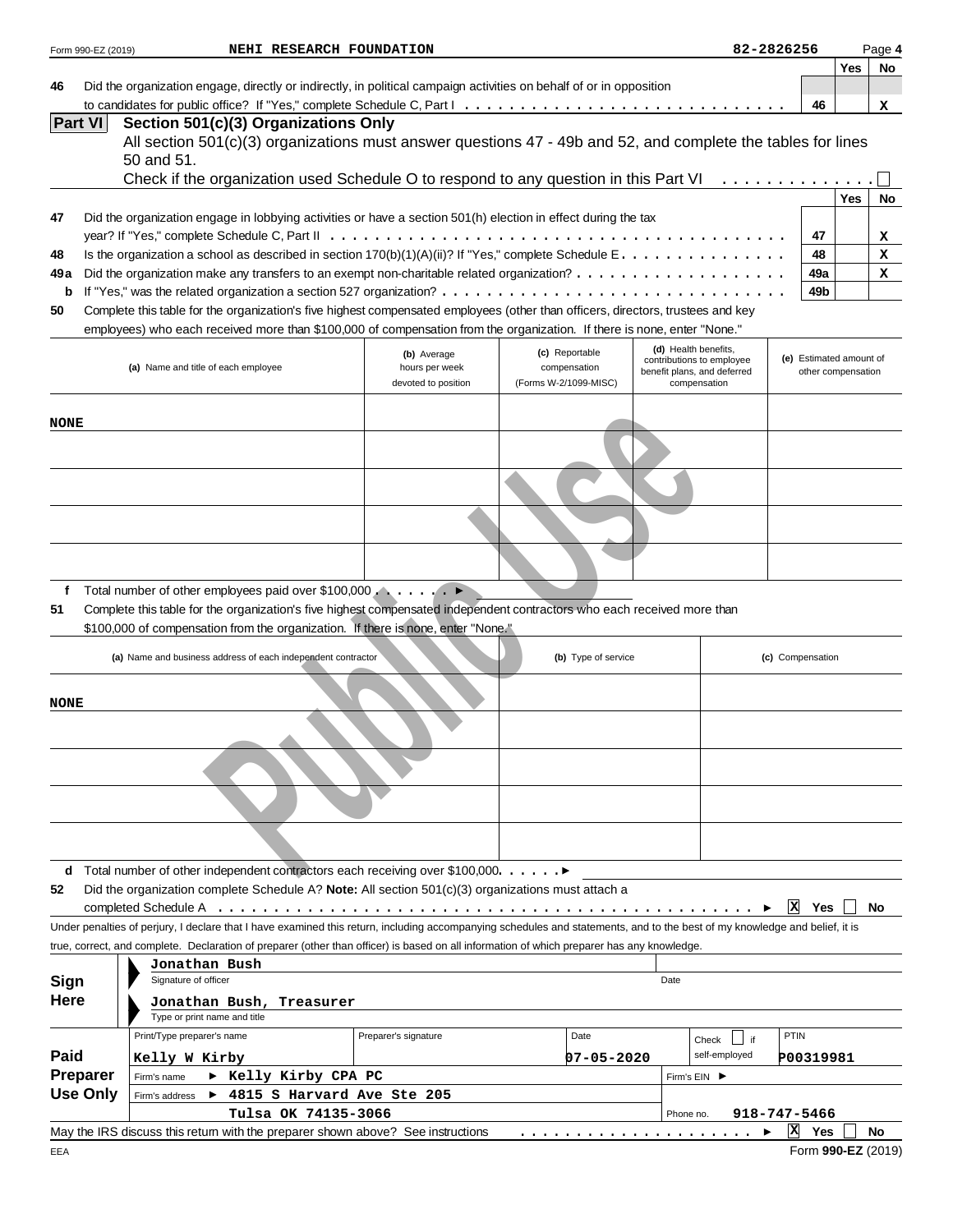Form 990-EZ (2019) NEHI RESEARCH FOUNDATION 82-2826256

| | | | Yes | No |
|---|---|---|---|---|
| 46 | Did the organization engage, directly or indirectly, in political campaign activities on behalf of or in opposition to candidates for public office? If "Yes," complete Schedule C, Part I | 46 | | X |

## Part VI Section 501(c)(3) Organizations Only

All section 501(c)(3) organizations must answer questions 47 - 49b and 52, and complete the tables for lines 50 and 51.

Check if the organization used Schedule O to respond to any question in this Part VI ☐

| | | | Yes | No |
|---|---|---|---|---|
| 47 | Did the organization engage in lobbying activities or have a section 501(h) election in effect during the tax year? If "Yes," complete Schedule C, Part II | 47 | | X |
| 48 | Is the organization a school as described in section 170(b)(1)(A)(ii)? If "Yes," complete Schedule E | 48 | | X |
| 49a | Did the organization make any transfers to an exempt non-charitable related organization? | 49a | | X |
| b | If "Yes," was the related organization a section 527 organization? | 49b | | |

**50** Complete this table for the organization's five highest compensated employees (other than officers, directors, trustees and key employees) who each received more than $100,000 of compensation from the organization. If there is none, enter "None."

| (a) Name and title of each employee | (b) Average hours per week devoted to position | (c) Reportable compensation (Forms W-2/1099-MISC) | (d) Health benefits, contributions to employee benefit plans, and deferred compensation | (e) Estimated amount of other compensation |
|---|---|---|---|---|
| NONE | | | | |
| | | | | |
| | | | | |
| | | | | |
| | | | | |

**f** Total number of other employees paid over $100,000 ►

**51** Complete this table for the organization's five highest compensated independent contractors who each received more than $100,000 of compensation from the organization. If there is none, enter "None."

| (a) Name and business address of each independent contractor | (b) Type of service | (c) Compensation |
|---|---|---|
| NONE | | |
| | | |
| | | |
| | | |
| | | |

**d** Total number of other independent contractors each receiving over $100,000 ►

**52** Did the organization complete Schedule A? **Note:** All section 501(c)(3) organizations must attach a completed Schedule A ► [X] Yes [ ] No

Under penalties of perjury, I declare that I have examined this return, including accompanying schedules and statements, and to the best of my knowledge and belief, it is true, correct, and complete. Declaration of preparer (other than officer) is based on all information of which preparer has any knowledge.

**Sign Here**

Jonathan Bush
Signature of officer — Date

Jonathan Bush, Treasurer
Type or print name and title

**Paid Preparer Use Only**

| Print/Type preparer's name | Preparer's signature | Date | Check ☐ if self-employed | PTIN |
|---|---|---|---|---|
| Kelly W Kirby | | 07-05-2020 | | P00319981 |

Firm's name ► Kelly Kirby CPA PC — Firm's EIN ►

Firm's address ► 4815 S Harvard Ave Ste 205, Tulsa OK 74135-3066 — Phone no. 918-747-5466

May the IRS discuss this return with the preparer shown above? See instructions ► [X] Yes [ ] No

Form **990-EZ** (2019)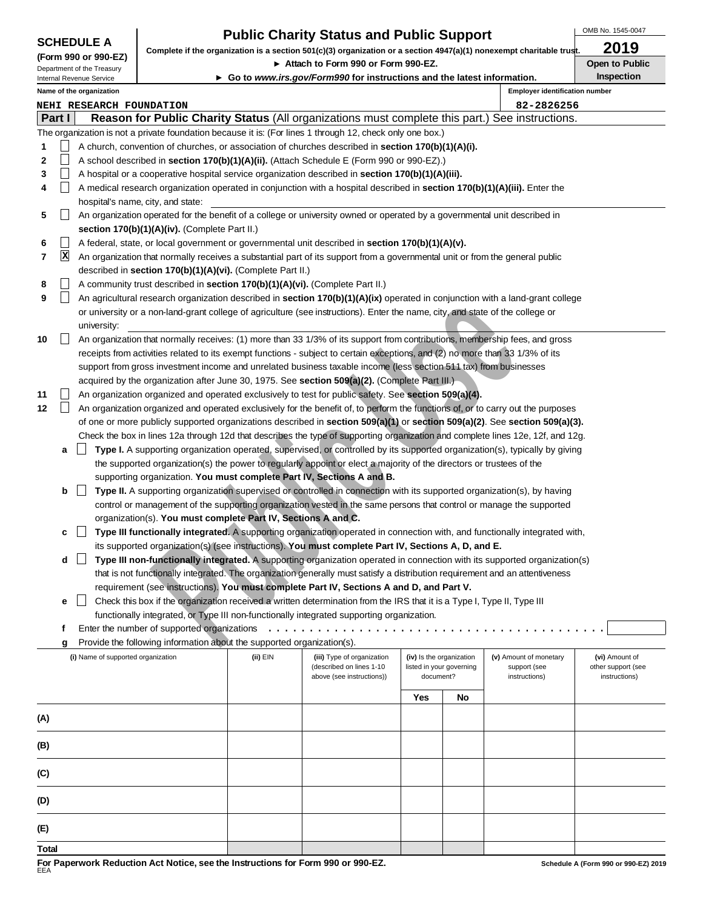**SCHEDULE A**
**(Form 990 or 990-EZ)**
Department of the Treasury
Internal Revenue Service

# Public Charity Status and Public Support

**Complete if the organization is a section 501(c)(3) organization or a section 4947(a)(1) nonexempt charitable trust.**
► **Attach to Form 990 or Form 990-EZ.**
► **Go to *www.irs.gov/Form990* for instructions and the latest information.**

OMB No. 1545-0047
**2019**
**Open to Public Inspection**

**Name of the organization:** NEHI RESEARCH FOUNDATION
**Employer identification number:** 82-2826256

## Part I — Reason for Public Charity Status (All organizations must complete this part.) See instructions.

The organization is not a private foundation because it is: (For lines 1 through 12, check only one box.)

1. [ ] A church, convention of churches, or association of churches described in **section 170(b)(1)(A)(i).**
2. [ ] A school described in **section 170(b)(1)(A)(ii).** (Attach Schedule E (Form 990 or 990-EZ).)
3. [ ] A hospital or a cooperative hospital service organization described in **section 170(b)(1)(A)(iii).**
4. [ ] A medical research organization operated in conjunction with a hospital described in **section 170(b)(1)(A)(iii).** Enter the hospital's name, city, and state:
5. [ ] An organization operated for the benefit of a college or university owned or operated by a governmental unit described in **section 170(b)(1)(A)(iv).** (Complete Part II.)
6. [ ] A federal, state, or local government or governmental unit described in **section 170(b)(1)(A)(v).**
7. [X] An organization that normally receives a substantial part of its support from a governmental unit or from the general public described in **section 170(b)(1)(A)(vi).** (Complete Part II.)
8. [ ] A community trust described in **section 170(b)(1)(A)(vi).** (Complete Part II.)
9. [ ] An agricultural research organization described in **section 170(b)(1)(A)(ix)** operated in conjunction with a land-grant college or university or a non-land-grant college of agriculture (see instructions). Enter the name, city, and state of the college or university:
10. [ ] An organization that normally receives: (1) more than 33 1/3% of its support from contributions, membership fees, and gross receipts from activities related to its exempt functions - subject to certain exceptions, and (2) no more than 33 1/3% of its support from gross investment income and unrelated business taxable income (less section 511 tax) from businesses acquired by the organization after June 30, 1975. See **section 509(a)(2).** (Complete Part III.)
11. [ ] An organization organized and operated exclusively to test for public safety. See **section 509(a)(4).**
12. [ ] An organization organized and operated exclusively for the benefit of, to perform the functions of, or to carry out the purposes of one or more publicly supported organizations described in **section 509(a)(1)** or **section 509(a)(2)**. See **section 509(a)(3).** Check the box in lines 12a through 12d that describes the type of supporting organization and complete lines 12e, 12f, and 12g.
   - **a** [ ] **Type I.** A supporting organization operated, supervised, or controlled by its supported organization(s), typically by giving the supported organization(s) the power to regularly appoint or elect a majority of the directors or trustees of the supporting organization. **You must complete Part IV, Sections A and B.**
   - **b** [ ] **Type II.** A supporting organization supervised or controlled in connection with its supported organization(s), by having control or management of the supporting organization vested in the same persons that control or manage the supported organization(s). **You must complete Part IV, Sections A and C.**
   - **c** [ ] **Type III functionally integrated.** A supporting organization operated in connection with, and functionally integrated with, its supported organization(s) (see instructions). **You must complete Part IV, Sections A, D, and E.**
   - **d** [ ] **Type III non-functionally integrated.** A supporting organization operated in connection with its supported organization(s) that is not functionally integrated. The organization generally must satisfy a distribution requirement and an attentiveness requirement (see instructions). **You must complete Part IV, Sections A and D, and Part V.**
   - **e** [ ] Check this box if the organization received a written determination from the IRS that it is a Type I, Type II, Type III functionally integrated, or Type III non-functionally integrated supporting organization.
   - **f** Enter the number of supported organizations
   - **g** Provide the following information about the supported organization(s).

| | (i) Name of supported organization | (ii) EIN | (iii) Type of organization (described on lines 1-10 above (see instructions)) | (iv) Is the organization listed in your governing document? Yes | No | (v) Amount of monetary support (see instructions) | (vi) Amount of other support (see instructions) |
|---|---|---|---|---|---|---|---|
| (A) | | | | | | | |
| (B) | | | | | | | |
| (C) | | | | | | | |
| (D) | | | | | | | |
| (E) | | | | | | | |
| **Total** | | | | | | | |

**For Paperwork Reduction Act Notice, see the Instructions for Form 990 or 990-EZ.**
EEA
Schedule A (Form 990 or 990-EZ) 2019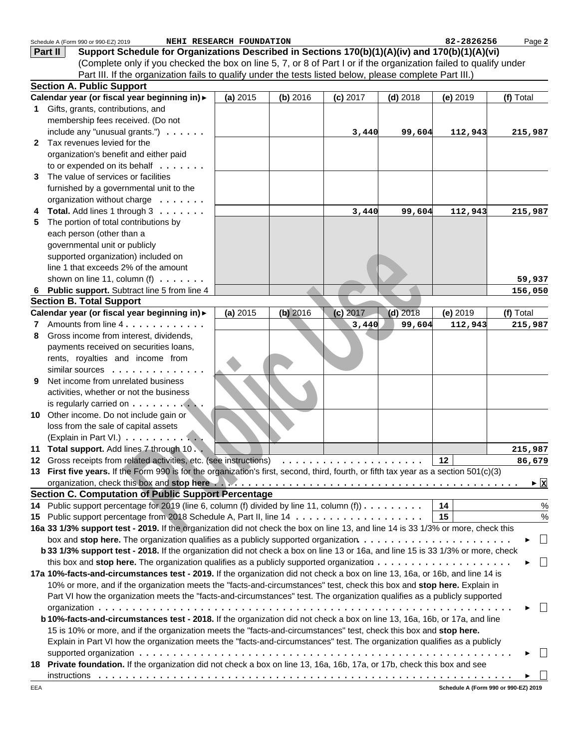Schedule A (Form 990 or 990-EZ) 2019 **NEHI RESEARCH FOUNDATION** 82-2826256 Page **2**

## Part II Support Schedule for Organizations Described in Sections 170(b)(1)(A)(iv) and 170(b)(1)(A)(vi)

(Complete only if you checked the box on line 5, 7, or 8 of Part I or if the organization failed to qualify under Part III. If the organization fails to qualify under the tests listed below, please complete Part III.)

### Section A. Public Support

| Calendar year (or fiscal year beginning in) ► | (a) 2015 | (b) 2016 | (c) 2017 | (d) 2018 | (e) 2019 | (f) Total |
|---|---|---|---|---|---|---|
| **1** Gifts, grants, contributions, and membership fees received. (Do not include any "unusual grants.") | | | 3,440 | 99,604 | 112,943 | 215,987 |
| **2** Tax revenues levied for the organization's benefit and either paid to or expended on its behalf | | | | | | |
| **3** The value of services or facilities furnished by a governmental unit to the organization without charge | | | | | | |
| **4** **Total.** Add lines 1 through 3 | | | 3,440 | 99,604 | 112,943 | 215,987 |
| **5** The portion of total contributions by each person (other than a governmental unit or publicly supported organization) included on line 1 that exceeds 2% of the amount shown on line 11, column (f) | | | | | | 59,937 |
| **6** **Public support.** Subtract line 5 from line 4 | | | | | | 156,050 |

### Section B. Total Support

| Calendar year (or fiscal year beginning in) ► | (a) 2015 | (b) 2016 | (c) 2017 | (d) 2018 | (e) 2019 | (f) Total |
|---|---|---|---|---|---|---|
| **7** Amounts from line 4 | | | 3,440 | 99,604 | 112,943 | 215,987 |
| **8** Gross income from interest, dividends, payments received on securities loans, rents, royalties and income from similar sources | | | | | | |
| **9** Net income from unrelated business activities, whether or not the business is regularly carried on | | | | | | |
| **10** Other income. Do not include gain or loss from the sale of capital assets (Explain in Part VI.) | | | | | | |
| **11** **Total support.** Add lines 7 through 10 | | | | | | 215,987 |

**12** Gross receipts from related activities, etc. (see instructions) | **12** | 86,679

**13** **First five years.** If the Form 990 is for the organization's first, second, third, fourth, or fifth tax year as a section 501(c)(3) organization, check this box and **stop here** ► [X]

### Section C. Computation of Public Support Percentage

**14** Public support percentage for 2019 (line 6, column (f) divided by line 11, column (f)) | **14** | %

**15** Public support percentage from 2018 Schedule A, Part II, line 14 | **15** | %

**16a 33 1/3% support test - 2019.** If the organization did not check the box on line 13, and line 14 is 33 1/3% or more, check this box and **stop here.** The organization qualifies as a publicly supported organization ► [ ]

**b 33 1/3% support test - 2018.** If the organization did not check a box on line 13 or 16a, and line 15 is 33 1/3% or more, check this box and **stop here.** The organization qualifies as a publicly supported organization ► [ ]

**17a 10%-facts-and-circumstances test - 2019.** If the organization did not check a box on line 13, 16a, or 16b, and line 14 is 10% or more, and if the organization meets the "facts-and-circumstances" test, check this box and **stop here.** Explain in Part VI how the organization meets the "facts-and-circumstances" test. The organization qualifies as a publicly supported organization ► [ ]

**b 10%-facts-and-circumstances test - 2018.** If the organization did not check a box on line 13, 16a, 16b, or 17a, and line 15 is 10% or more, and if the organization meets the "facts-and-circumstances" test, check this box and **stop here.** Explain in Part VI how the organization meets the "facts-and-circumstances" test. The organization qualifies as a publicly supported organization ► [ ]

**18** **Private foundation.** If the organization did not check a box on line 13, 16a, 16b, 17a, or 17b, check this box and see instructions ► [ ]

EEA **Schedule A (Form 990 or 990-EZ) 2019**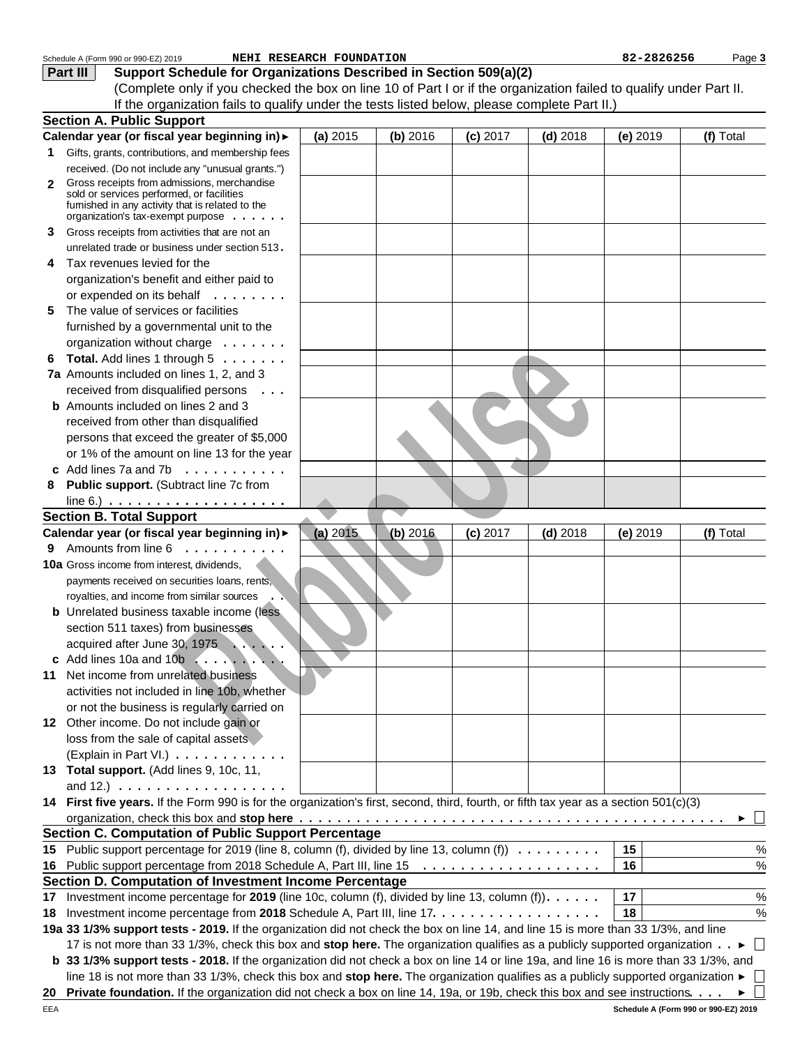Schedule A (Form 990 or 990-EZ) 2019 NEHI RESEARCH FOUNDATION 82-2826256

## Part III Support Schedule for Organizations Described in Section 509(a)(2)

(Complete only if you checked the box on line 10 of Part I or if the organization failed to qualify under Part II. If the organization fails to qualify under the tests listed below, please complete Part II.)

### Section A. Public Support

| Calendar year (or fiscal year beginning in) ► | (a) 2015 | (b) 2016 | (c) 2017 | (d) 2018 | (e) 2019 | (f) Total |
|---|---|---|---|---|---|---|
| 1 Gifts, grants, contributions, and membership fees received. (Do not include any "unusual grants.") | | | | | | |
| 2 Gross receipts from admissions, merchandise sold or services performed, or facilities furnished in any activity that is related to the organization's tax-exempt purpose | | | | | | |
| 3 Gross receipts from activities that are not an unrelated trade or business under section 513 | | | | | | |
| 4 Tax revenues levied for the organization's benefit and either paid to or expended on its behalf | | | | | | |
| 5 The value of services or facilities furnished by a governmental unit to the organization without charge | | | | | | |
| 6 **Total.** Add lines 1 through 5 | | | | | | |
| 7a Amounts included on lines 1, 2, and 3 received from disqualified persons | | | | | | |
| b Amounts included on lines 2 and 3 received from other than disqualified persons that exceed the greater of $5,000 or 1% of the amount on line 13 for the year | | | | | | |
| c Add lines 7a and 7b | | | | | | |
| 8 **Public support.** (Subtract line 7c from line 6.) | | | | | | |

### Section B. Total Support

| Calendar year (or fiscal year beginning in) ► | (a) 2015 | (b) 2016 | (c) 2017 | (d) 2018 | (e) 2019 | (f) Total |
|---|---|---|---|---|---|---|
| 9 Amounts from line 6 | | | | | | |
| 10a Gross income from interest, dividends, payments received on securities loans, rents, royalties, and income from similar sources | | | | | | |
| b Unrelated business taxable income (less section 511 taxes) from businesses acquired after June 30, 1975 | | | | | | |
| c Add lines 10a and 10b | | | | | | |
| 11 Net income from unrelated business activities not included in line 10b, whether or not the business is regularly carried on | | | | | | |
| 12 Other income. Do not include gain or loss from the sale of capital assets (Explain in Part VI.) | | | | | | |
| 13 **Total support.** (Add lines 9, 10c, 11, and 12.) | | | | | | |

14 **First five years.** If the Form 990 is for the organization's first, second, third, fourth, or fifth tax year as a section 501(c)(3) organization, check this box and **stop here** ► ☐

### Section C. Computation of Public Support Percentage

15 Public support percentage for 2019 (line 8, column (f), divided by line 13, column (f)) | 15 | %

16 Public support percentage from 2018 Schedule A, Part III, line 15 | 16 | %

### Section D. Computation of Investment Income Percentage

17 Investment income percentage for **2019** (line 10c, column (f), divided by line 13, column (f)) | 17 | %

18 Investment income percentage from **2018** Schedule A, Part III, line 17 | 18 | %

19a **33 1/3% support tests - 2019.** If the organization did not check the box on line 14, and line 15 is more than 33 1/3%, and line 17 is not more than 33 1/3%, check this box and **stop here.** The organization qualifies as a publicly supported organization ► ☐

b **33 1/3% support tests - 2018.** If the organization did not check a box on line 14 or line 19a, and line 16 is more than 33 1/3%, and line 18 is not more than 33 1/3%, check this box and **stop here.** The organization qualifies as a publicly supported organization ► ☐

20 **Private foundation.** If the organization did not check a box on line 14, 19a, or 19b, check this box and see instructions ► ☐

EEA Schedule A (Form 990 or 990-EZ) 2019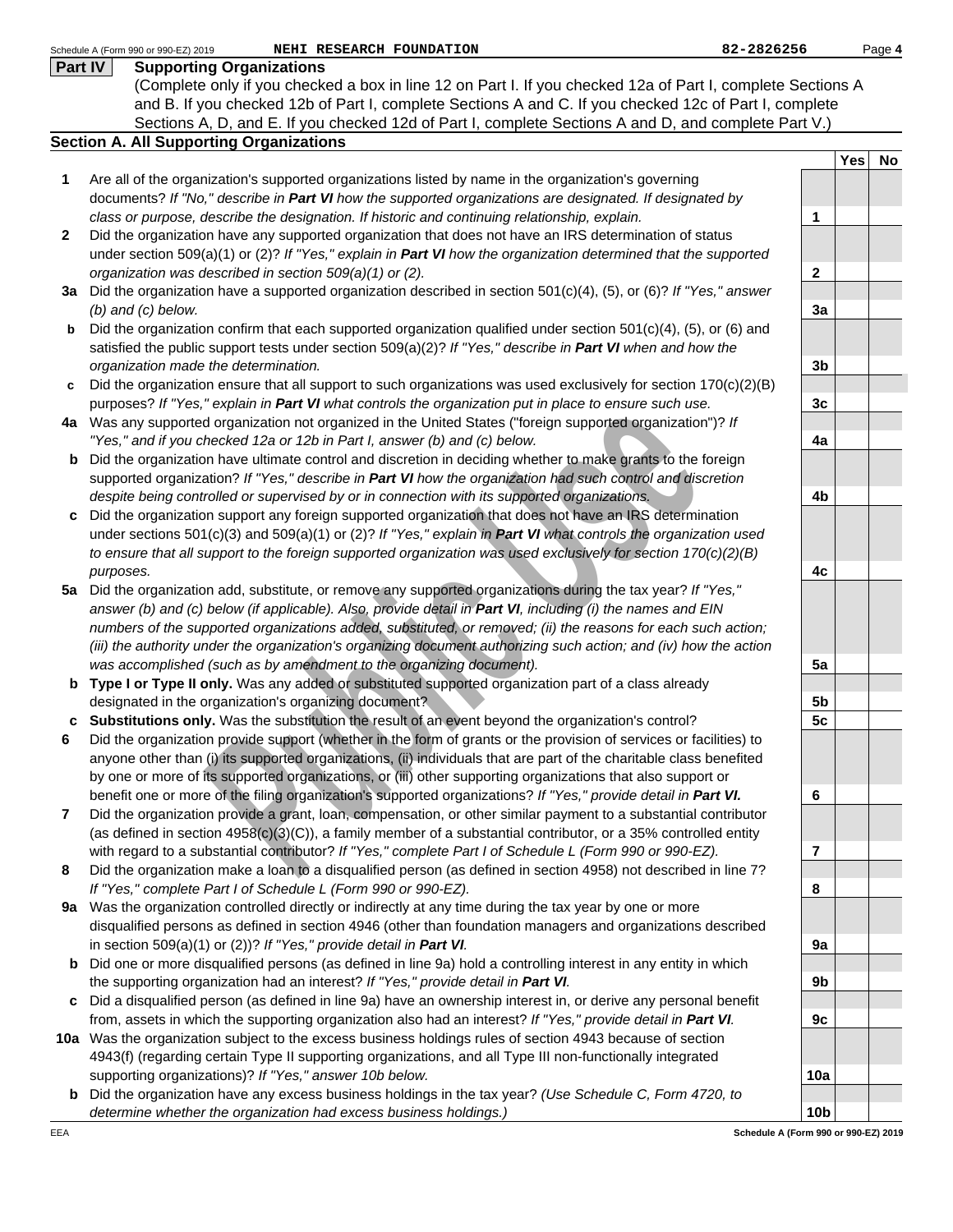Schedule A (Form 990 or 990-EZ) 2019 NEHI RESEARCH FOUNDATION 82-2826256 Page 4

## Part IV Supporting Organizations

(Complete only if you checked a box in line 12 on Part I. If you checked 12a of Part I, complete Sections A and B. If you checked 12b of Part I, complete Sections A and C. If you checked 12c of Part I, complete Sections A, D, and E. If you checked 12d of Part I, complete Sections A and D, and complete Part V.)

### Section A. All Supporting Organizations

| | | | Yes | No |
|---|---|---|---|---|
| **1** | Are all of the organization's supported organizations listed by name in the organization's governing documents? *If "No," describe in **Part VI** how the supported organizations are designated. If designated by class or purpose, describe the designation. If historic and continuing relationship, explain.* | 1 | | |
| **2** | Did the organization have any supported organization that does not have an IRS determination of status under section 509(a)(1) or (2)? *If "Yes," explain in **Part VI** how the organization determined that the supported organization was described in section 509(a)(1) or (2).* | 2 | | |
| **3a** | Did the organization have a supported organization described in section 501(c)(4), (5), or (6)? *If "Yes," answer (b) and (c) below.* | 3a | | |
| **b** | Did the organization confirm that each supported organization qualified under section 501(c)(4), (5), or (6) and satisfied the public support tests under section 509(a)(2)? *If "Yes," describe in **Part VI** when and how the organization made the determination.* | 3b | | |
| **c** | Did the organization ensure that all support to such organizations was used exclusively for section 170(c)(2)(B) purposes? *If "Yes," explain in **Part VI** what controls the organization put in place to ensure such use.* | 3c | | |
| **4a** | Was any supported organization not organized in the United States ("foreign supported organization")? *If "Yes," and if you checked 12a or 12b in Part I, answer (b) and (c) below.* | 4a | | |
| **b** | Did the organization have ultimate control and discretion in deciding whether to make grants to the foreign supported organization? *If "Yes," describe in **Part VI** how the organization had such control and discretion despite being controlled or supervised by or in connection with its supported organizations.* | 4b | | |
| **c** | Did the organization support any foreign supported organization that does not have an IRS determination under sections 501(c)(3) and 509(a)(1) or (2)? *If "Yes," explain in **Part VI** what controls the organization used to ensure that all support to the foreign supported organization was used exclusively for section 170(c)(2)(B) purposes.* | 4c | | |
| **5a** | Did the organization add, substitute, or remove any supported organizations during the tax year? *If "Yes," answer (b) and (c) below (if applicable). Also, provide detail in **Part VI**, including (i) the names and EIN numbers of the supported organizations added, substituted, or removed; (ii) the reasons for each such action; (iii) the authority under the organization's organizing document authorizing such action; and (iv) how the action was accomplished (such as by amendment to the organizing document).* | 5a | | |
| **b** | **Type I or Type II only.** Was any added or substituted supported organization part of a class already designated in the organization's organizing document? | 5b | | |
| **c** | **Substitutions only.** Was the substitution the result of an event beyond the organization's control? | 5c | | |
| **6** | Did the organization provide support (whether in the form of grants or the provision of services or facilities) to anyone other than (i) its supported organizations, (ii) individuals that are part of the charitable class benefited by one or more of its supported organizations, or (iii) other supporting organizations that also support or benefit one or more of the filing organization's supported organizations? *If "Yes," provide detail in **Part VI.*** | 6 | | |
| **7** | Did the organization provide a grant, loan, compensation, or other similar payment to a substantial contributor (as defined in section 4958(c)(3)(C)), a family member of a substantial contributor, or a 35% controlled entity with regard to a substantial contributor? *If "Yes," complete Part I of Schedule L (Form 990 or 990-EZ).* | 7 | | |
| **8** | Did the organization make a loan to a disqualified person (as defined in section 4958) not described in line 7? *If "Yes," complete Part I of Schedule L (Form 990 or 990-EZ).* | 8 | | |
| **9a** | Was the organization controlled directly or indirectly at any time during the tax year by one or more disqualified persons as defined in section 4946 (other than foundation managers and organizations described in section 509(a)(1) or (2))? *If "Yes," provide detail in **Part VI**.* | 9a | | |
| **b** | Did one or more disqualified persons (as defined in line 9a) hold a controlling interest in any entity in which the supporting organization had an interest? *If "Yes," provide detail in **Part VI**.* | 9b | | |
| **c** | Did a disqualified person (as defined in line 9a) have an ownership interest in, or derive any personal benefit from, assets in which the supporting organization also had an interest? *If "Yes," provide detail in **Part VI**.* | 9c | | |
| **10a** | Was the organization subject to the excess business holdings rules of section 4943 because of section 4943(f) (regarding certain Type II supporting organizations, and all Type III non-functionally integrated supporting organizations)? *If "Yes," answer 10b below.* | 10a | | |
| **b** | Did the organization have any excess business holdings in the tax year? *(Use Schedule C, Form 4720, to determine whether the organization had excess business holdings.)* | 10b | | |

EEA Schedule A (Form 990 or 990-EZ) 2019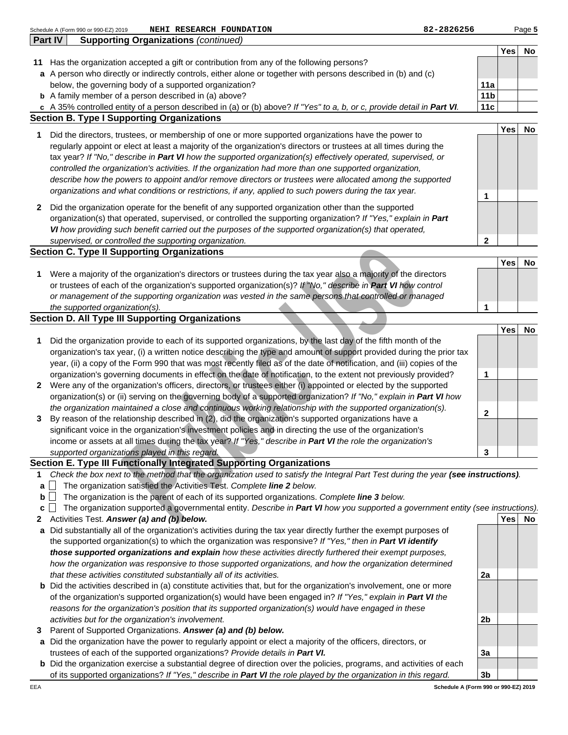Schedule A (Form 990 or 990-EZ) 2019 NEHI RESEARCH FOUNDATION 82-2826256

## Part IV Supporting Organizations *(continued)*

| | | | Yes | No |
|---|---|---|---|---|
| **11** | Has the organization accepted a gift or contribution from any of the following persons? | | | |
| **a** | A person who directly or indirectly controls, either alone or together with persons described in (b) and (c) below, the governing body of a supported organization? | 11a | | |
| **b** | A family member of a person described in (a) above? | 11b | | |
| **c** | A 35% controlled entity of a person described in (a) or (b) above? *If "Yes" to a, b, or c, provide detail in* ***Part VI.*** | 11c | | |

### Section B. Type I Supporting Organizations

| | | | Yes | No |
|---|---|---|---|---|
| **1** | Did the directors, trustees, or membership of one or more supported organizations have the power to regularly appoint or elect at least a majority of the organization's directors or trustees at all times during the tax year? *If "No," describe in* ***Part VI*** *how the supported organization(s) effectively operated, supervised, or controlled the organization's activities. If the organization had more than one supported organization, describe how the powers to appoint and/or remove directors or trustees were allocated among the supported organizations and what conditions or restrictions, if any, applied to such powers during the tax year.* | 1 | | |
| **2** | Did the organization operate for the benefit of any supported organization other than the supported organization(s) that operated, supervised, or controlled the supporting organization? *If "Yes," explain in* ***Part VI*** *how providing such benefit carried out the purposes of the supported organization(s) that operated, supervised, or controlled the supporting organization.* | 2 | | |

### Section C. Type II Supporting Organizations

| | | | Yes | No |
|---|---|---|---|---|
| **1** | Were a majority of the organization's directors or trustees during the tax year also a majority of the directors or trustees of each of the organization's supported organization(s)? *If "No," describe in* ***Part VI*** *how control or management of the supporting organization was vested in the same persons that controlled or managed the supported organization(s).* | 1 | | |

### Section D. All Type III Supporting Organizations

| | | | Yes | No |
|---|---|---|---|---|
| **1** | Did the organization provide to each of its supported organizations, by the last day of the fifth month of the organization's tax year, (i) a written notice describing the type and amount of support provided during the prior tax year, (ii) a copy of the Form 990 that was most recently filed as of the date of notification, and (iii) copies of the organization's governing documents in effect on the date of notification, to the extent not previously provided? | 1 | | |
| **2** | Were any of the organization's officers, directors, or trustees either (i) appointed or elected by the supported organization(s) or (ii) serving on the governing body of a supported organization? *If "No," explain in* ***Part VI*** *how the organization maintained a close and continuous working relationship with the supported organization(s).* | 2 | | |
| **3** | By reason of the relationship described in (2), did the organization's supported organizations have a significant voice in the organization's investment policies and in directing the use of the organization's income or assets at all times during the tax year? *If "Yes," describe in* ***Part VI*** *the role the organization's supported organizations played in this regard.* | 3 | | |

### Section E. Type III Functionally Integrated Supporting Organizations

**1** *Check the box next to the method that the organization used to satisfy the Integral Part Test during the year* ***(see instructions).***

- **a** ☐ The organization satisfied the Activities Test. *Complete* ***line 2*** *below.*
- **b** ☐ The organization is the parent of each of its supported organizations. *Complete* ***line 3*** *below.*
- **c** ☐ The organization supported a governmental entity. *Describe in* ***Part VI*** *how you supported a government entity (see instructions).*

| | | | Yes | No |
|---|---|---|---|---|
| **2** | Activities Test. ***Answer (a) and (b) below.*** | | | |
| **a** | Did substantially all of the organization's activities during the tax year directly further the exempt purposes of the supported organization(s) to which the organization was responsive? *If "Yes," then in* ***Part VI identify those supported organizations and explain*** *how these activities directly furthered their exempt purposes, how the organization was responsive to those supported organizations, and how the organization determined that these activities constituted substantially all of its activities.* | 2a | | |
| **b** | Did the activities described in (a) constitute activities that, but for the organization's involvement, one or more of the organization's supported organization(s) would have been engaged in? *If "Yes," explain in* ***Part VI*** *the reasons for the organization's position that its supported organization(s) would have engaged in these activities but for the organization's involvement.* | 2b | | |
| **3** | Parent of Supported Organizations. ***Answer (a) and (b) below.*** | | | |
| **a** | Did the organization have the power to regularly appoint or elect a majority of the officers, directors, or trustees of each of the supported organizations? *Provide details in* ***Part VI.*** | 3a | | |
| **b** | Did the organization exercise a substantial degree of direction over the policies, programs, and activities of each of its supported organizations? *If "Yes," describe in* ***Part VI*** *the role played by the organization in this regard.* | 3b | | |

EEA Schedule A (Form 990 or 990-EZ) 2019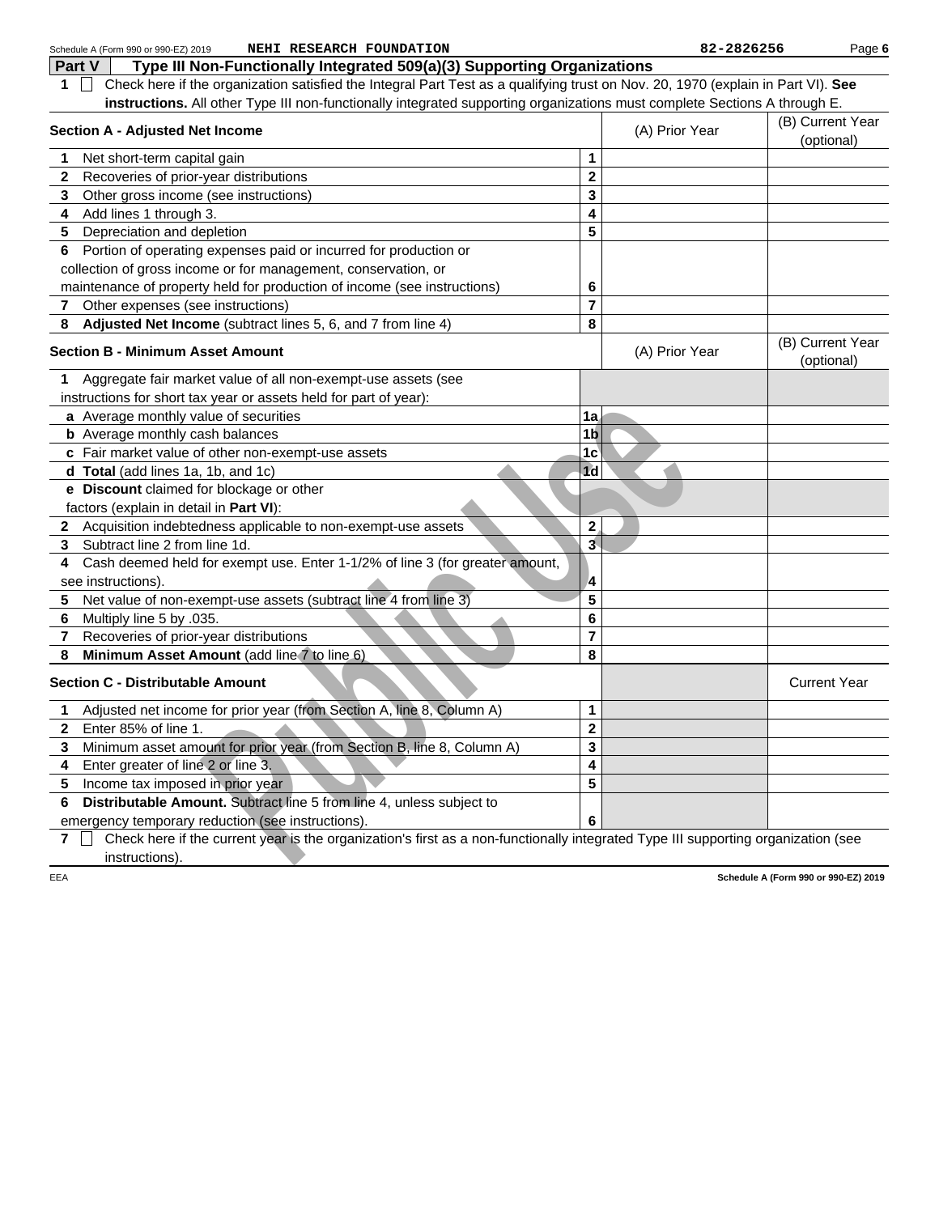Schedule A (Form 990 or 990-EZ) 2019 **NEHI RESEARCH FOUNDATION** 82-2826256

**Part V** **Type III Non-Functionally Integrated 509(a)(3) Supporting Organizations**

**1** ☐ Check here if the organization satisfied the Integral Part Test as a qualifying trust on Nov. 20, 1970 (explain in Part VI). **See instructions.** All other Type III non-functionally integrated supporting organizations must complete Sections A through E.

| **Section A - Adjusted Net Income** | | (A) Prior Year | (B) Current Year (optional) |
|---|---|---|---|
| **1** Net short-term capital gain | 1 | | |
| **2** Recoveries of prior-year distributions | 2 | | |
| **3** Other gross income (see instructions) | 3 | | |
| **4** Add lines 1 through 3. | 4 | | |
| **5** Depreciation and depletion | 5 | | |
| **6** Portion of operating expenses paid or incurred for production or collection of gross income or for management, conservation, or maintenance of property held for production of income (see instructions) | 6 | | |
| **7** Other expenses (see instructions) | 7 | | |
| **8** **Adjusted Net Income** (subtract lines 5, 6, and 7 from line 4) | 8 | | |

| **Section B - Minimum Asset Amount** | | (A) Prior Year | (B) Current Year (optional) |
|---|---|---|---|
| **1** Aggregate fair market value of all non-exempt-use assets (see instructions for short tax year or assets held for part of year): | | | |
| **a** Average monthly value of securities | 1a | | |
| **b** Average monthly cash balances | 1b | | |
| **c** Fair market value of other non-exempt-use assets | 1c | | |
| **d** **Total** (add lines 1a, 1b, and 1c) | 1d | | |
| **e** **Discount** claimed for blockage or other factors (explain in detail in **Part VI**): | | | |
| **2** Acquisition indebtedness applicable to non-exempt-use assets | 2 | | |
| **3** Subtract line 2 from line 1d. | 3 | | |
| **4** Cash deemed held for exempt use. Enter 1-1/2% of line 3 (for greater amount, see instructions). | 4 | | |
| **5** Net value of non-exempt-use assets (subtract line 4 from line 3) | 5 | | |
| **6** Multiply line 5 by .035. | 6 | | |
| **7** Recoveries of prior-year distributions | 7 | | |
| **8** **Minimum Asset Amount** (add line 7 to line 6) | 8 | | |

| **Section C - Distributable Amount** | | | Current Year |
|---|---|---|---|
| **1** Adjusted net income for prior year (from Section A, line 8, Column A) | 1 | | |
| **2** Enter 85% of line 1. | 2 | | |
| **3** Minimum asset amount for prior year (from Section B, line 8, Column A) | 3 | | |
| **4** Enter greater of line 2 or line 3. | 4 | | |
| **5** Income tax imposed in prior year | 5 | | |
| **6** **Distributable Amount.** Subtract line 5 from line 4, unless subject to emergency temporary reduction (see instructions). | 6 | | |

**7** ☐ Check here if the current year is the organization's first as a non-functionally integrated Type III supporting organization (see instructions).

EEA **Schedule A (Form 990 or 990-EZ) 2019**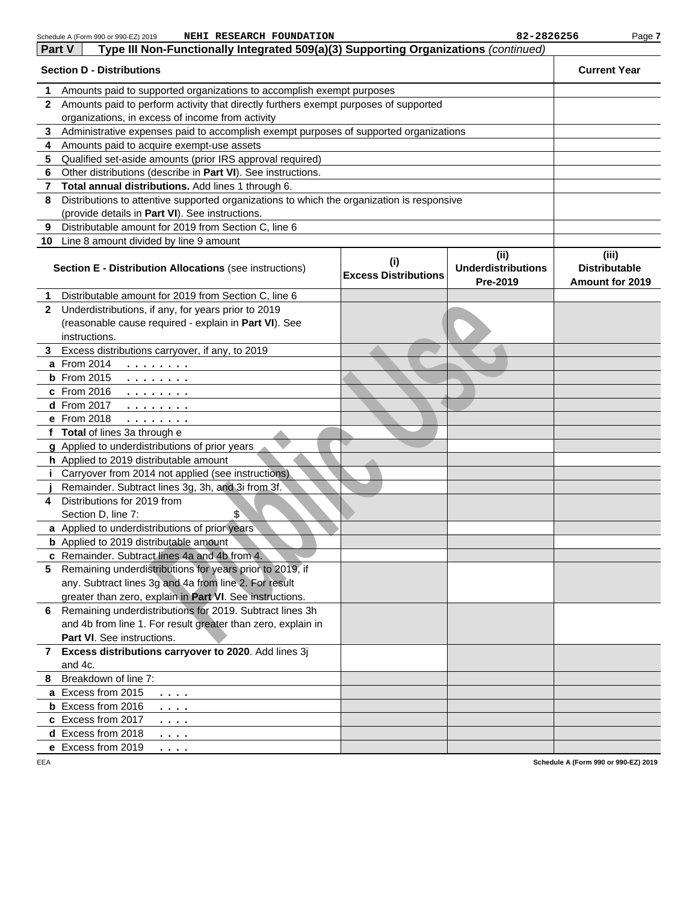Schedule A (Form 990 or 990-EZ) 2019 NEHI RESEARCH FOUNDATION 82-2826256 Page 7

**Part V** **Type III Non-Functionally Integrated 509(a)(3) Supporting Organizations** *(continued)*

| **Section D - Distributions** | **Current Year** |
|---|---|
| **1** Amounts paid to supported organizations to accomplish exempt purposes | |
| **2** Amounts paid to perform activity that directly furthers exempt purposes of supported organizations, in excess of income from activity | |
| **3** Administrative expenses paid to accomplish exempt purposes of supported organizations | |
| **4** Amounts paid to acquire exempt-use assets | |
| **5** Qualified set-aside amounts (prior IRS approval required) | |
| **6** Other distributions (describe in **Part VI**). See instructions. | |
| **7** **Total annual distributions.** Add lines 1 through 6. | |
| **8** Distributions to attentive supported organizations to which the organization is responsive (provide details in **Part VI**). See instructions. | |
| **9** Distributable amount for 2019 from Section C, line 6 | |
| **10** Line 8 amount divided by line 9 amount | |

| **Section E - Distribution Allocations** (see instructions) | **(i) Excess Distributions** | **(ii) Underdistributions Pre-2019** | **(iii) Distributable Amount for 2019** |
|---|---|---|---|
| **1** Distributable amount for 2019 from Section C, line 6 | | | |
| **2** Underdistributions, if any, for years prior to 2019 (reasonable cause required - explain in **Part VI**). See instructions. | | | |
| **3** Excess distributions carryover, if any, to 2019 | | | |
| **a** From 2014 . . . . . . . . | | | |
| **b** From 2015 . . . . . . . . | | | |
| **c** From 2016 . . . . . . . . | | | |
| **d** From 2017 . . . . . . . . | | | |
| **e** From 2018 . . . . . . . . | | | |
| **f** **Total** of lines 3a through e | | | |
| **g** Applied to underdistributions of prior years | | | |
| **h** Applied to 2019 distributable amount | | | |
| **i** Carryover from 2014 not applied (see instructions) | | | |
| **j** Remainder. Subtract lines 3g, 3h, and 3i from 3f. | | | |
| **4** Distributions for 2019 from Section D, line 7: $ | | | |
| **a** Applied to underdistributions of prior years | | | |
| **b** Applied to 2019 distributable amount | | | |
| **c** Remainder. Subtract lines 4a and 4b from 4. | | | |
| **5** Remaining underdistributions for years prior to 2019, if any. Subtract lines 3g and 4a from line 2. For result greater than zero, explain in **Part VI**. See instructions. | | | |
| **6** Remaining underdistributions for 2019. Subtract lines 3h and 4b from line 1. For result greater than zero, explain in **Part VI**. See instructions. | | | |
| **7** **Excess distributions carryover to 2020**. Add lines 3j and 4c. | | | |
| **8** Breakdown of line 7: | | | |
| **a** Excess from 2015 . . . . | | | |
| **b** Excess from 2016 . . . . | | | |
| **c** Excess from 2017 . . . . | | | |
| **d** Excess from 2018 . . . . | | | |
| **e** Excess from 2019 . . . . | | | |

EEA Schedule A (Form 990 or 990-EZ) 2019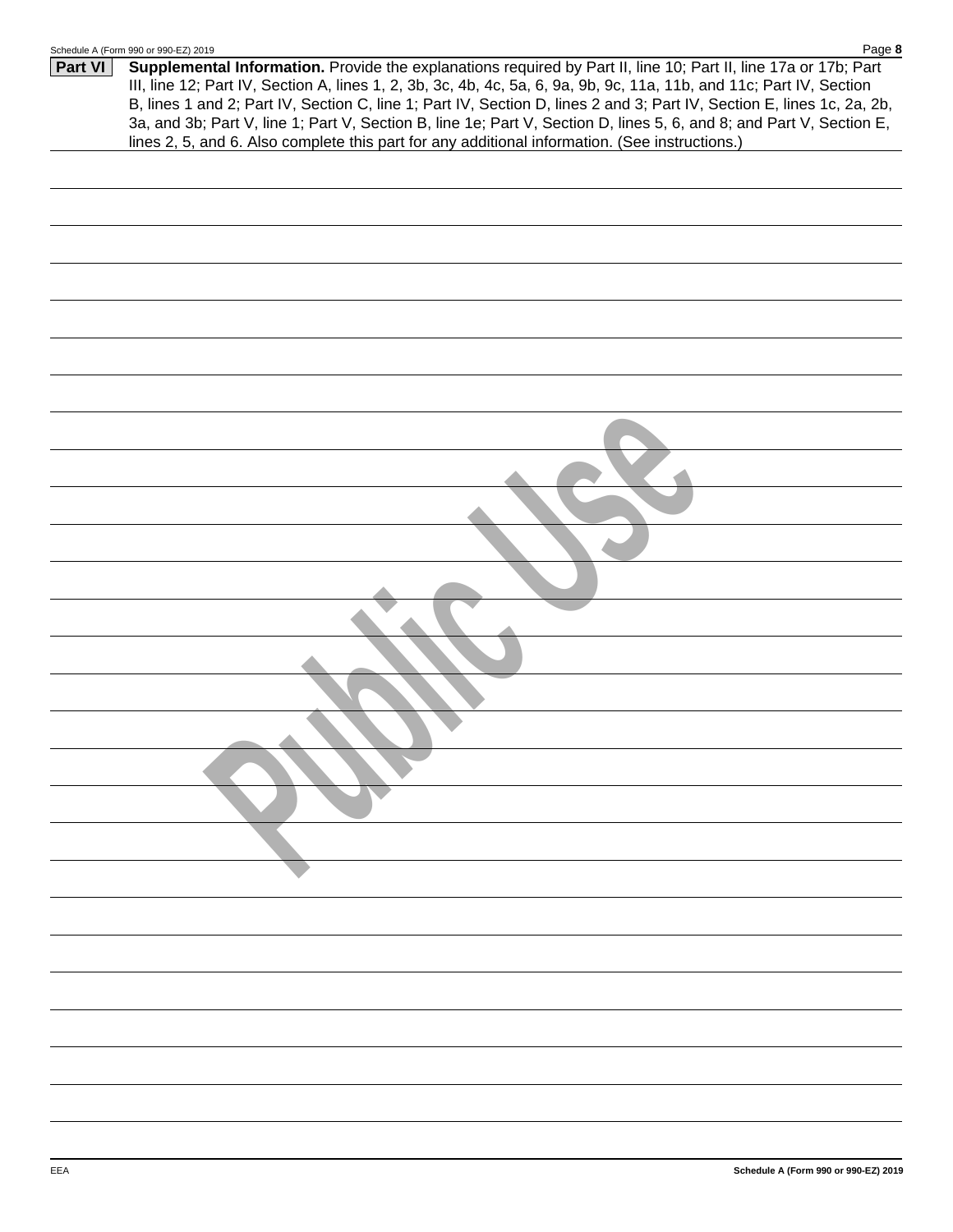**Part VI** **Supplemental Information.** Provide the explanations required by Part II, line 10; Part II, line 17a or 17b; Part III, line 12; Part IV, Section A, lines 1, 2, 3b, 3c, 4b, 4c, 5a, 6, 9a, 9b, 9c, 11a, 11b, and 11c; Part IV, Section B, lines 1 and 2; Part IV, Section C, line 1; Part IV, Section D, lines 2 and 3; Part IV, Section E, lines 1c, 2a, 2b, 3a, and 3b; Part V, line 1; Part V, Section B, line 1e; Part V, Section D, lines 5, 6, and 8; and Part V, Section E, lines 2, 5, and 6. Also complete this part for any additional information. (See instructions.)

Public Use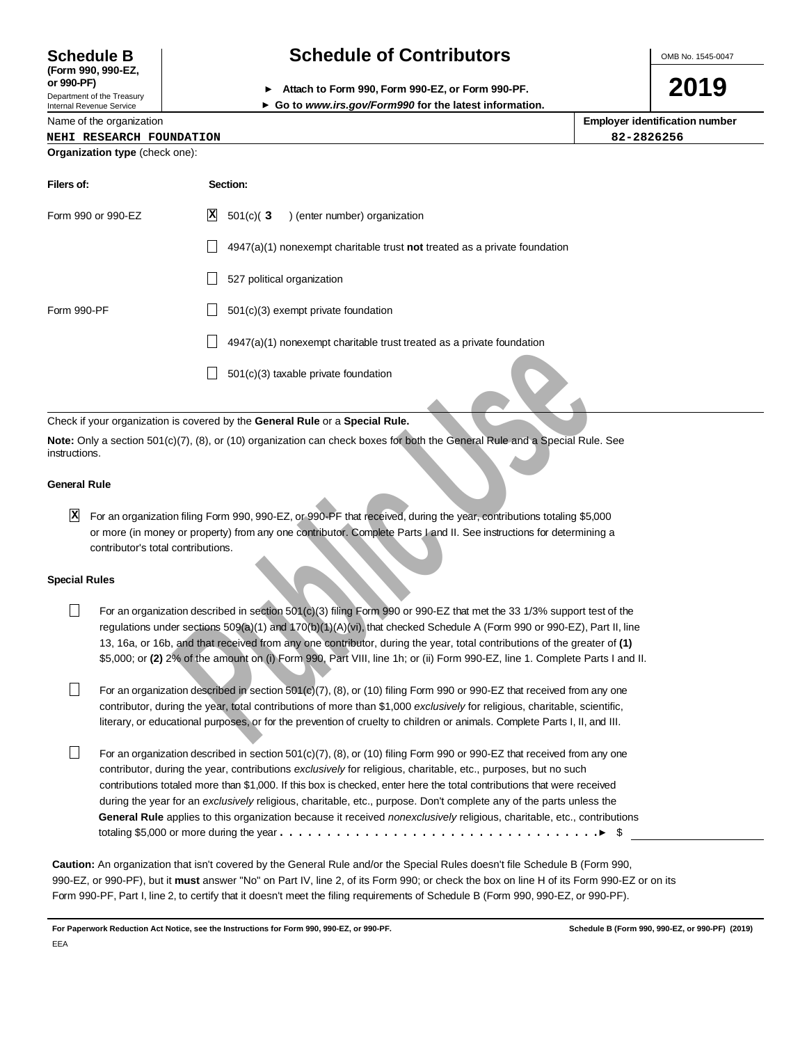**Schedule B** (Form 990, 990-EZ, or 990-PF)
Department of the Treasury
Internal Revenue Service

# Schedule of Contributors

► Attach to Form 990, Form 990-EZ, or Form 990-PF.
► Go to *www.irs.gov/Form990* for the latest information.

OMB No. 1545-0047

**2019**

Name of the organization: NEHI RESEARCH FOUNDATION

Employer identification number: 82-2826256

**Organization type** (check one):

| Filers of: | Section: |
|---|---|
| Form 990 or 990-EZ | [X] 501(c)( 3 ) (enter number) organization |
| | [ ] 4947(a)(1) nonexempt charitable trust **not** treated as a private foundation |
| | [ ] 527 political organization |
| Form 990-PF | [ ] 501(c)(3) exempt private foundation |
| | [ ] 4947(a)(1) nonexempt charitable trust treated as a private foundation |
| | [ ] 501(c)(3) taxable private foundation |

Check if your organization is covered by the **General Rule** or a **Special Rule.**

**Note:** Only a section 501(c)(7), (8), or (10) organization can check boxes for both the General Rule and a Special Rule. See instructions.

**General Rule**

[X] For an organization filing Form 990, 990-EZ, or 990-PF that received, during the year, contributions totaling $5,000 or more (in money or property) from any one contributor. Complete Parts I and II. See instructions for determining a contributor's total contributions.

**Special Rules**

[ ] For an organization described in section 501(c)(3) filing Form 990 or 990-EZ that met the 33 1/3% support test of the regulations under sections 509(a)(1) and 170(b)(1)(A)(vi), that checked Schedule A (Form 990 or 990-EZ), Part II, line 13, 16a, or 16b, and that received from any one contributor, during the year, total contributions of the greater of **(1)** $5,000; or **(2)** 2% of the amount on (i) Form 990, Part VIII, line 1h; or (ii) Form 990-EZ, line 1. Complete Parts I and II.

[ ] For an organization described in section 501(c)(7), (8), or (10) filing Form 990 or 990-EZ that received from any one contributor, during the year, total contributions of more than $1,000 *exclusively* for religious, charitable, scientific, literary, or educational purposes, or for the prevention of cruelty to children or animals. Complete Parts I, II, and III.

[ ] For an organization described in section 501(c)(7), (8), or (10) filing Form 990 or 990-EZ that received from any one contributor, during the year, contributions *exclusively* for religious, charitable, etc., purposes, but no such contributions totaled more than $1,000. If this box is checked, enter here the total contributions that were received during the year for an *exclusively* religious, charitable, etc., purpose. Don't complete any of the parts unless the **General Rule** applies to this organization because it received *nonexclusively* religious, charitable, etc., contributions totaling $5,000 or more during the year . . . . . . . . . . . . . . . . . . . . . . . . . . . . . . . . . ► $

**Caution:** An organization that isn't covered by the General Rule and/or the Special Rules doesn't file Schedule B (Form 990, 990-EZ, or 990-PF), but it **must** answer "No" on Part IV, line 2, of its Form 990; or check the box on line H of its Form 990-EZ or on its Form 990-PF, Part I, line 2, to certify that it doesn't meet the filing requirements of Schedule B (Form 990, 990-EZ, or 990-PF).

**For Paperwork Reduction Act Notice, see the Instructions for Form 990, 990-EZ, or 990-PF.**

Schedule B (Form 990, 990-EZ, or 990-PF) (2019)

EEA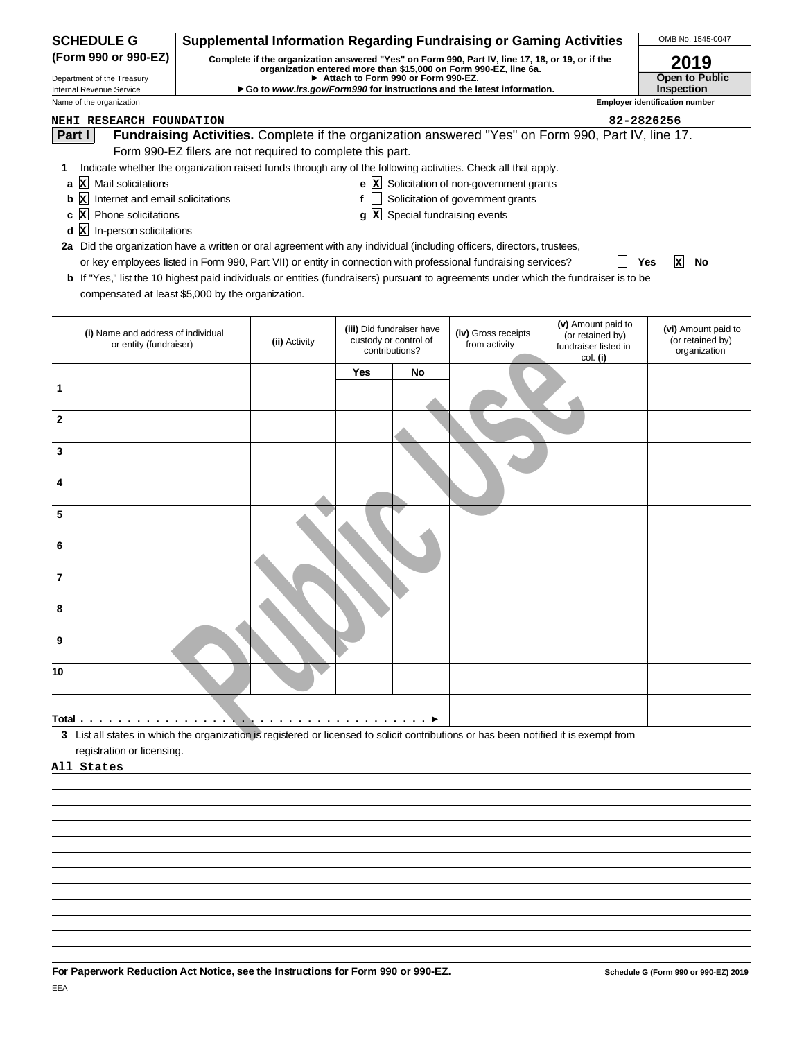**SCHEDULE G (Form 990 or 990-EZ)**

Department of the Treasury
Internal Revenue Service

# Supplemental Information Regarding Fundraising or Gaming Activities

**Complete if the organization answered "Yes" on Form 990, Part IV, line 17, 18, or 19, or if the organization entered more than $15,000 on Form 990-EZ, line 6a.**
**► Attach to Form 990 or Form 990-EZ.**
**► Go to *www.irs.gov/Form990* for instructions and the latest information.**

OMB No. 1545-0047

**2019**

**Open to Public Inspection**

Name of the organization: **NEHI RESEARCH FOUNDATION**

Employer identification number: **82-2826256**

## Part I Fundraising Activities.

Complete if the organization answered "Yes" on Form 990, Part IV, line 17. Form 990-EZ filers are not required to complete this part.

1 Indicate whether the organization raised funds through any of the following activities. Check all that apply.

- a [X] Mail solicitations
- b [X] Internet and email solicitations
- c [X] Phone solicitations
- d [X] In-person solicitations
- e [X] Solicitation of non-government grants
- f [ ] Solicitation of government grants
- g [X] Special fundraising events

2a Did the organization have a written or oral agreement with any individual (including officers, directors, trustees, or key employees listed in Form 990, Part VII) or entity in connection with professional fundraising services? [ ] Yes [X] No

b If "Yes," list the 10 highest paid individuals or entities (fundraisers) pursuant to agreements under which the fundraiser is to be compensated at least $5,000 by the organization.

| | (i) Name and address of individual or entity (fundraiser) | (ii) Activity | (iii) Did fundraiser have custody or control of contributions? | | (iv) Gross receipts from activity | (v) Amount paid to (or retained by) fundraiser listed in col. (i) | (vi) Amount paid to (or retained by) organization |
|---|---|---|---|---|---|---|---|
| | | | Yes | No | | | |
| 1 | | | | | | | |
| 2 | | | | | | | |
| 3 | | | | | | | |
| 4 | | | | | | | |
| 5 | | | | | | | |
| 6 | | | | | | | |
| 7 | | | | | | | |
| 8 | | | | | | | |
| 9 | | | | | | | |
| 10 | | | | | | | |
| Total ► | | | | | | | |

3 List all states in which the organization is registered or licensed to solicit contributions or has been notified it is exempt from registration or licensing.

All States

**For Paperwork Reduction Act Notice, see the Instructions for Form 990 or 990-EZ.**

**Schedule G (Form 990 or 990-EZ) 2019**

EEA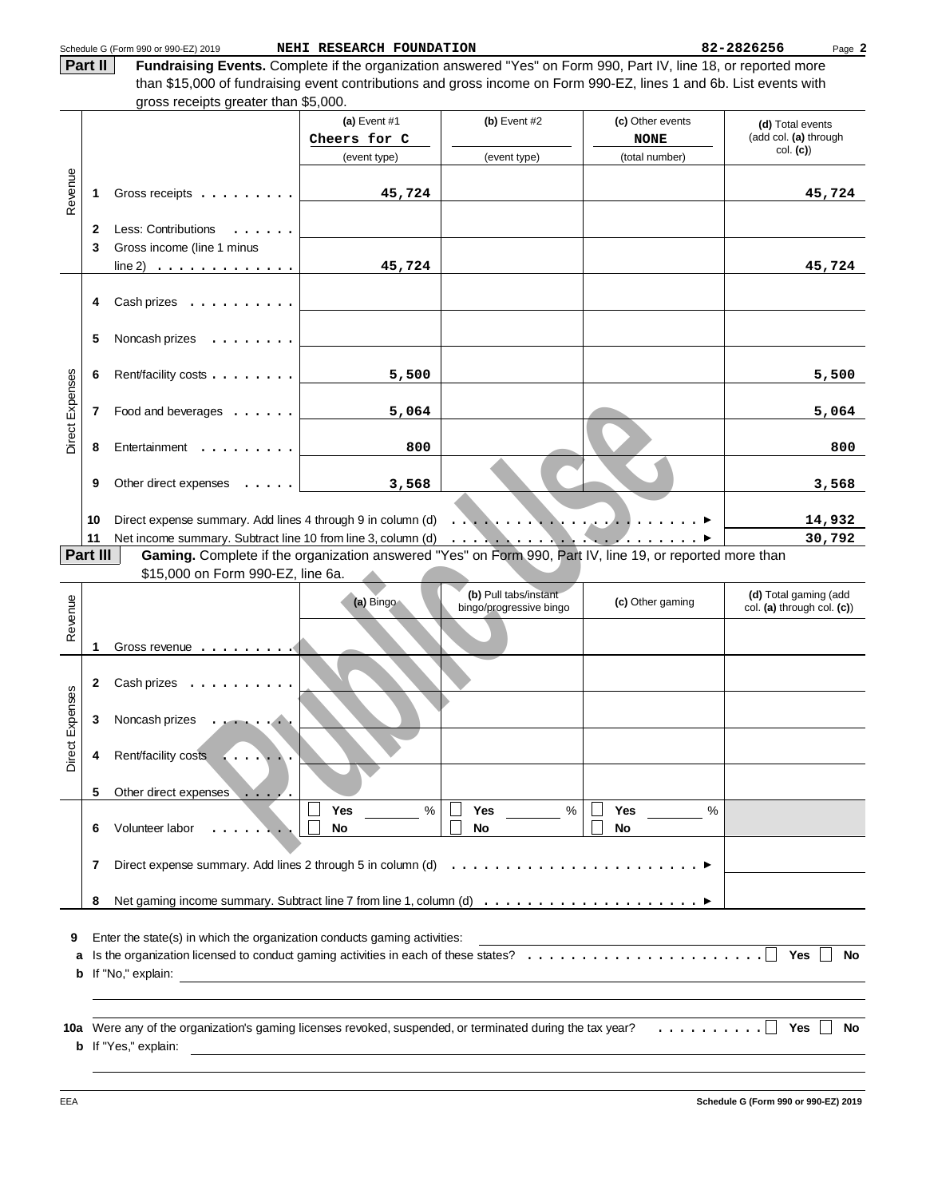Schedule G (Form 990 or 990-EZ) 2019 NEHI RESEARCH FOUNDATION 82-2826256 Page 2

**Part II** **Fundraising Events.** Complete if the organization answered "Yes" on Form 990, Part IV, line 18, or reported more than $15,000 of fundraising event contributions and gross income on Form 990-EZ, lines 1 and 6b. List events with gross receipts greater than $5,000.

| | | (a) Event #1 Cheers for C (event type) | (b) Event #2 (event type) | (c) Other events NONE (total number) | (d) Total events (add col. (a) through col. (c)) |
|---|---|---|---|---|---|
| Revenue | 1 Gross receipts | 45,724 | | | 45,724 |
| | 2 Less: Contributions | | | | |
| | 3 Gross income (line 1 minus line 2) | 45,724 | | | 45,724 |
| Direct Expenses | 4 Cash prizes | | | | |
| | 5 Noncash prizes | | | | |
| | 6 Rent/facility costs | 5,500 | | | 5,500 |
| | 7 Food and beverages | 5,064 | | | 5,064 |
| | 8 Entertainment | 800 | | | 800 |
| | 9 Other direct expenses | 3,568 | | | 3,568 |
| | 10 Direct expense summary. Add lines 4 through 9 in column (d) | | | ▶ | 14,932 |
| | 11 Net income summary. Subtract line 10 from line 3, column (d) | | | ▶ | 30,792 |

**Part III** **Gaming.** Complete if the organization answered "Yes" on Form 990, Part IV, line 19, or reported more than $15,000 on Form 990-EZ, line 6a.

| | | (a) Bingo | (b) Pull tabs/instant bingo/progressive bingo | (c) Other gaming | (d) Total gaming (add col. (a) through col. (c)) |
|---|---|---|---|---|---|
| Revenue | 1 Gross revenue | | | | |
| Direct Expenses | 2 Cash prizes | | | | |
| | 3 Noncash prizes | | | | |
| | 4 Rent/facility costs | | | | |
| | 5 Other direct expenses | | | | |
| | 6 Volunteer labor | ☐ Yes ____ % ☐ No | ☐ Yes ____ % ☐ No | ☐ Yes ____ % ☐ No | |
| | 7 Direct expense summary. Add lines 2 through 5 in column (d) | | | ▶ | |
| | 8 Net gaming income summary. Subtract line 7 from line 1, column (d) | | | ▶ | |

9 Enter the state(s) in which the organization conducts gaming activities:

a Is the organization licensed to conduct gaming activities in each of these states? ☐ Yes ☐ No

b If "No," explain:

10a Were any of the organization's gaming licenses revoked, suspended, or terminated during the tax year? ☐ Yes ☐ No

b If "Yes," explain:

EEA Schedule G (Form 990 or 990-EZ) 2019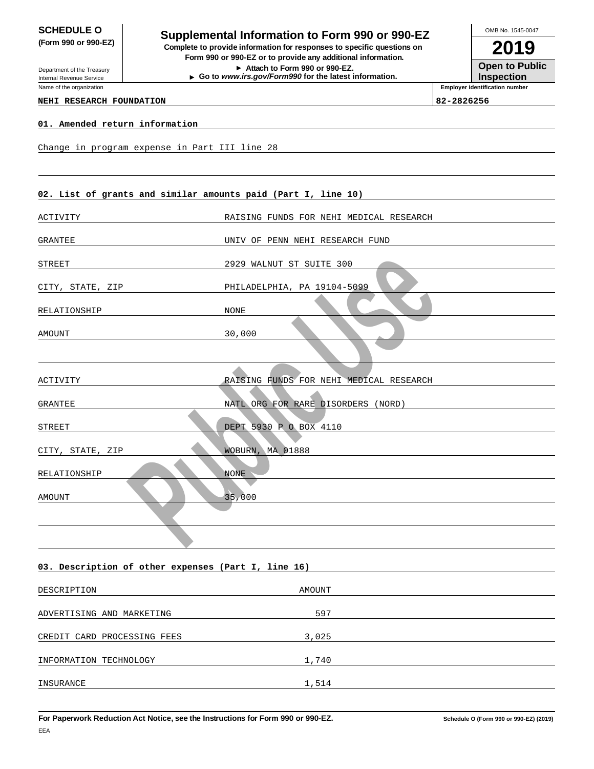**SCHEDULE O**
**(Form 990 or 990-EZ)**

Department of the Treasury
Internal Revenue Service

# Supplemental Information to Form 990 or 990-EZ

**Complete to provide information for responses to specific questions on Form 990 or 990-EZ or to provide any additional information.**
**► Attach to Form 990 or 990-EZ.**
**► Go to *www.irs.gov/Form990* for the latest information.**

OMB No. 1545-0047

**2019**

**Open to Public Inspection**

Name of the organization: **NEHI RESEARCH FOUNDATION**

Employer identification number: **82-2826256**

**01. Amended return information**

Change in program expense in Part III line 28

**02. List of grants and similar amounts paid (Part I, line 10)**

| | |
|---|---|
| ACTIVITY | RAISING FUNDS FOR NEHI MEDICAL RESEARCH |
| GRANTEE | UNIV OF PENN NEHI RESEARCH FUND |
| STREET | 2929 WALNUT ST SUITE 300 |
| CITY, STATE, ZIP | PHILADELPHIA, PA 19104-5099 |
| RELATIONSHIP | NONE |
| AMOUNT | 30,000 |

| | |
|---|---|
| ACTIVITY | RAISING FUNDS FOR NEHI MEDICAL RESEARCH |
| GRANTEE | NATL ORG FOR RARE DISORDERS (NORD) |
| STREET | DEPT 5930 P O BOX 4110 |
| CITY, STATE, ZIP | WOBURN, MA 01888 |
| RELATIONSHIP | NONE |
| AMOUNT | 35,000 |

**03. Description of other expenses (Part I, line 16)**

| DESCRIPTION | AMOUNT |
|---|---|
| ADVERTISING AND MARKETING | 597 |
| CREDIT CARD PROCESSING FEES | 3,025 |
| INFORMATION TECHNOLOGY | 1,740 |
| INSURANCE | 1,514 |

**For Paperwork Reduction Act Notice, see the Instructions for Form 990 or 990-EZ.** **Schedule O (Form 990 or 990-EZ) (2019)**

EEA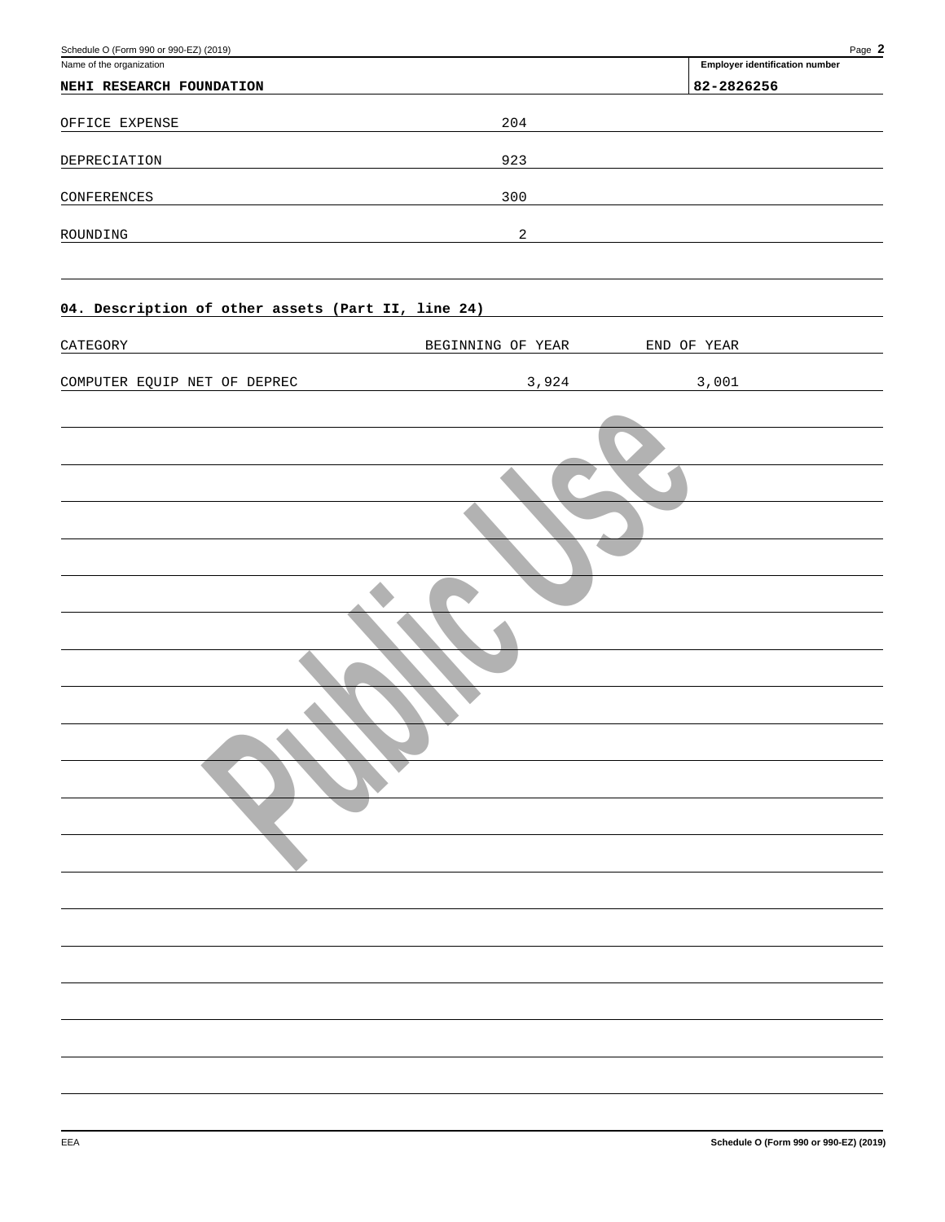Name of the organization

**NEHI RESEARCH FOUNDATION**

Employer identification number

**82-2826256**

| | |
|---|---|
| OFFICE EXPENSE | 204 |
| DEPRECIATION | 923 |
| CONFERENCES | 300 |
| ROUNDING | 2 |

**04. Description of other assets (Part II, line 24)**

| CATEGORY | BEGINNING OF YEAR | END OF YEAR |
|---|---|---|
| COMPUTER EQUIP NET OF DEPREC | 3,924 | 3,001 |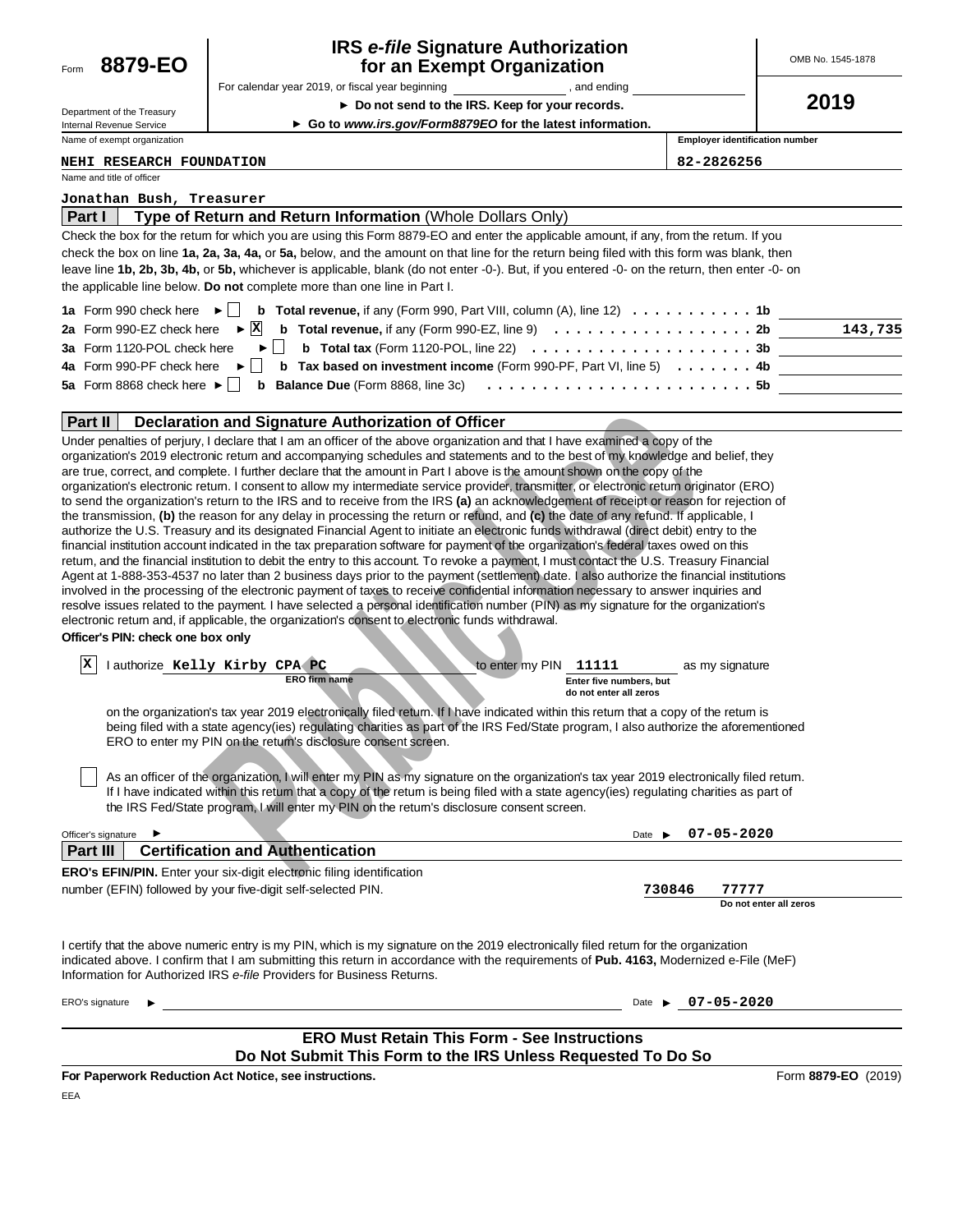Form **8879-EO**

Department of the Treasury
Internal Revenue Service

# IRS *e-file* Signature Authorization for an Exempt Organization

For calendar year 2019, or fiscal year beginning ______________, and ending ______________

► **Do not send to the IRS. Keep for your records.**

► **Go to *www.irs.gov/Form8879EO* for the latest information.**

OMB No. 1545-1878

**2019**

Name of exempt organization: **NEHI RESEARCH FOUNDATION**

Employer identification number: **82-2826256**

Name and title of officer: **Jonathan Bush, Treasurer**

## Part I — Type of Return and Return Information (Whole Dollars Only)

Check the box for the return for which you are using this Form 8879-EO and enter the applicable amount, if any, from the return. If you check the box on line **1a, 2a, 3a, 4a,** or **5a,** below, and the amount on that line for the return being filed with this form was blank, then leave line **1b, 2b, 3b, 4b,** or **5b,** whichever is applicable, blank (do not enter -0-). But, if you entered -0- on the return, then enter -0- on the applicable line below. **Do not** complete more than one line in Part I.

| | | | | |
|---|---|---|---|---|
| **1a** Form 990 check here ► [ ] | **b** **Total revenue,** if any (Form 990, Part VIII, column (A), line 12) | **1b** | |
| **2a** Form 990-EZ check here ► [X] | **b** **Total revenue,** if any (Form 990-EZ, line 9) | **2b** | 143,735 |
| **3a** Form 1120-POL check here ► [ ] | **b** **Total tax** (Form 1120-POL, line 22) | **3b** | |
| **4a** Form 990-PF check here ► [ ] | **b** **Tax based on investment income** (Form 990-PF, Part VI, line 5) | **4b** | |
| **5a** Form 8868 check here ► [ ] | **b** **Balance Due** (Form 8868, line 3c) | **5b** | |

## Part II — Declaration and Signature Authorization of Officer

Under penalties of perjury, I declare that I am an officer of the above organization and that I have examined a copy of the organization's 2019 electronic return and accompanying schedules and statements and to the best of my knowledge and belief, they are true, correct, and complete. I further declare that the amount in Part I above is the amount shown on the copy of the organization's electronic return. I consent to allow my intermediate service provider, transmitter, or electronic return originator (ERO) to send the organization's return to the IRS and to receive from the IRS **(a)** an acknowledgement of receipt or reason for rejection of the transmission, **(b)** the reason for any delay in processing the return or refund, and **(c)** the date of any refund. If applicable, I authorize the U.S. Treasury and its designated Financial Agent to initiate an electronic funds withdrawal (direct debit) entry to the financial institution account indicated in the tax preparation software for payment of the organization's federal taxes owed on this return, and the financial institution to debit the entry to this account. To revoke a payment, I must contact the U.S. Treasury Financial Agent at 1-888-353-4537 no later than 2 business days prior to the payment (settlement) date. I also authorize the financial institutions involved in the processing of the electronic payment of taxes to receive confidential information necessary to answer inquiries and resolve issues related to the payment. I have selected a personal identification number (PIN) as my signature for the organization's electronic return and, if applicable, the organization's consent to electronic funds withdrawal.

**Officer's PIN: check one box only**

[X] I authorize **Kelly Kirby CPA PC** (ERO firm name) to enter my PIN **11111** (Enter five numbers, but do not enter all zeros) as my signature on the organization's tax year 2019 electronically filed return. If I have indicated within this return that a copy of the return is being filed with a state agency(ies) regulating charities as part of the IRS Fed/State program, I also authorize the aforementioned ERO to enter my PIN on the return's disclosure consent screen.

[ ] As an officer of the organization, I will enter my PIN as my signature on the organization's tax year 2019 electronically filed return. If I have indicated within this return that a copy of the return is being filed with a state agency(ies) regulating charities as part of the IRS Fed/State program, I will enter my PIN on the return's disclosure consent screen.

Officer's signature ► ______________ Date ► **07-05-2020**

## Part III — Certification and Authentication

**ERO's EFIN/PIN.** Enter your six-digit electronic filing identification number (EFIN) followed by your five-digit self-selected PIN. **730846 77777** (Do not enter all zeros)

I certify that the above numeric entry is my PIN, which is my signature on the 2019 electronically filed return for the organization indicated above. I confirm that I am submitting this return in accordance with the requirements of **Pub. 4163,** Modernized e-File (MeF) Information for Authorized IRS *e-file* Providers for Business Returns.

ERO's signature ► ______________ Date ► **07-05-2020**

**ERO Must Retain This Form - See Instructions**
**Do Not Submit This Form to the IRS Unless Requested To Do So**

**For Paperwork Reduction Act Notice, see instructions.** Form **8879-EO** (2019)

EEA